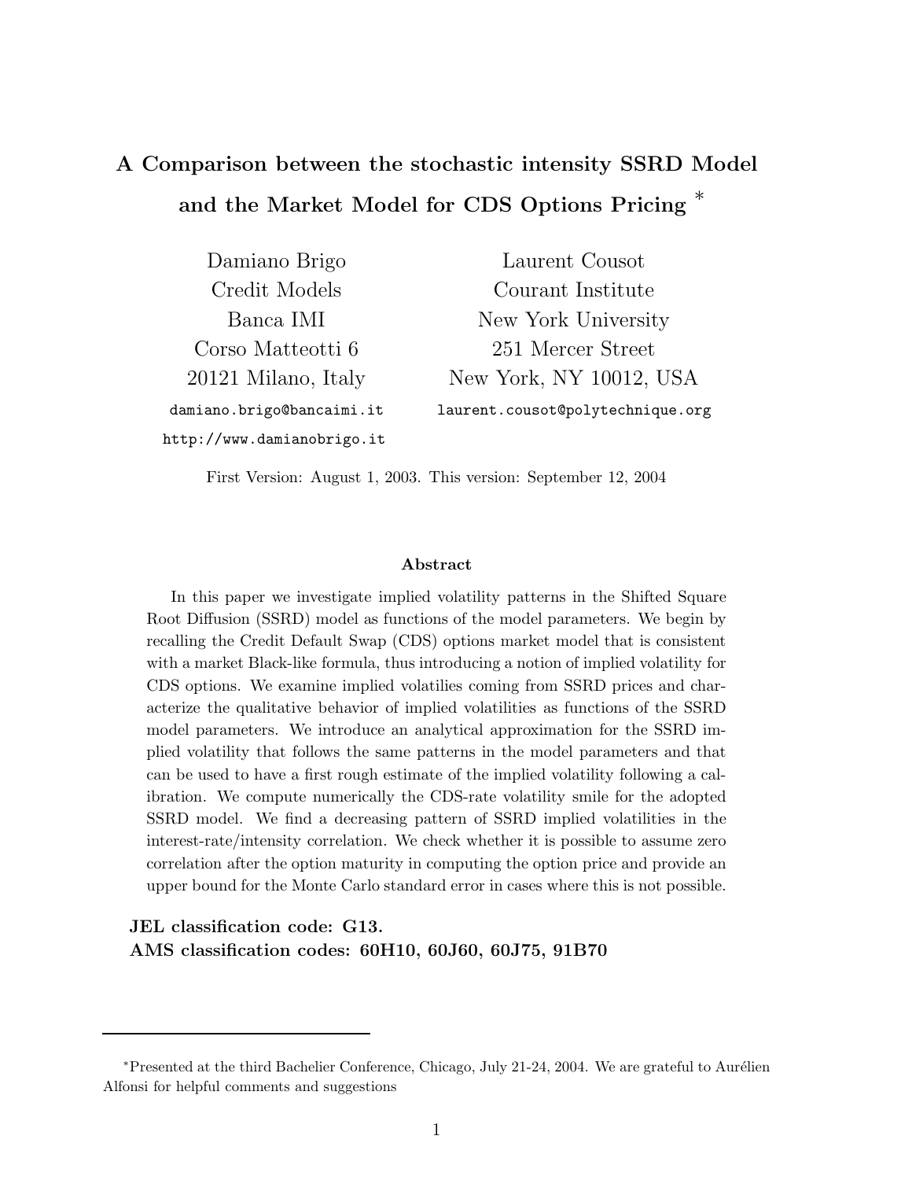# A Comparison between the stochastic intensity SSRD Model and the Market Model for CDS Options Pricing [*]

Damiano Brigo
Credit Models
Banca IMI
Corso Matteotti 6
20121 Milano, Italy
damiano.brigo@bancaimi.it
http://www.damianobrigo.it

Laurent Cousot
Courant Institute
New York University
251 Mercer Street
New York, NY 10012, USA
laurent.cousot@polytechnique.org

First Version: August 1, 2003. This version: September 12, 2004

### Abstract

In this paper we investigate implied volatility patterns in the Shifted Square Root Diffusion (SSRD) model as functions of the model parameters. We begin by recalling the Credit Default Swap (CDS) options market model that is consistent with a market Black-like formula, thus introducing a notion of implied volatility for CDS options. We examine implied volatilities coming from SSRD prices and characterize the qualitative behavior of implied volatilities as functions of the SSRD model parameters. We introduce an analytical approximation for the SSRD implied volatility that follows the same patterns in the model parameters and that can be used to have a first rough estimate of the implied volatility following a calibration. We compute numerically the CDS-rate volatility smile for the adopted SSRD model. We find a decreasing pattern of SSRD implied volatilities in the interest-rate/intensity correlation. We check whether it is possible to assume zero correlation after the option maturity in computing the option price and provide an upper bound for the Monte Carlo standard error in cases where this is not possible.

**JEL classification code: G13.**
**AMS classification codes: 60H10, 60J60, 60J75, 91B70**

---

[*] Presented at the third Bachelier Conference, Chicago, July 21-24, 2004. We are grateful to Aurélien Alfonsi for helpful comments and suggestions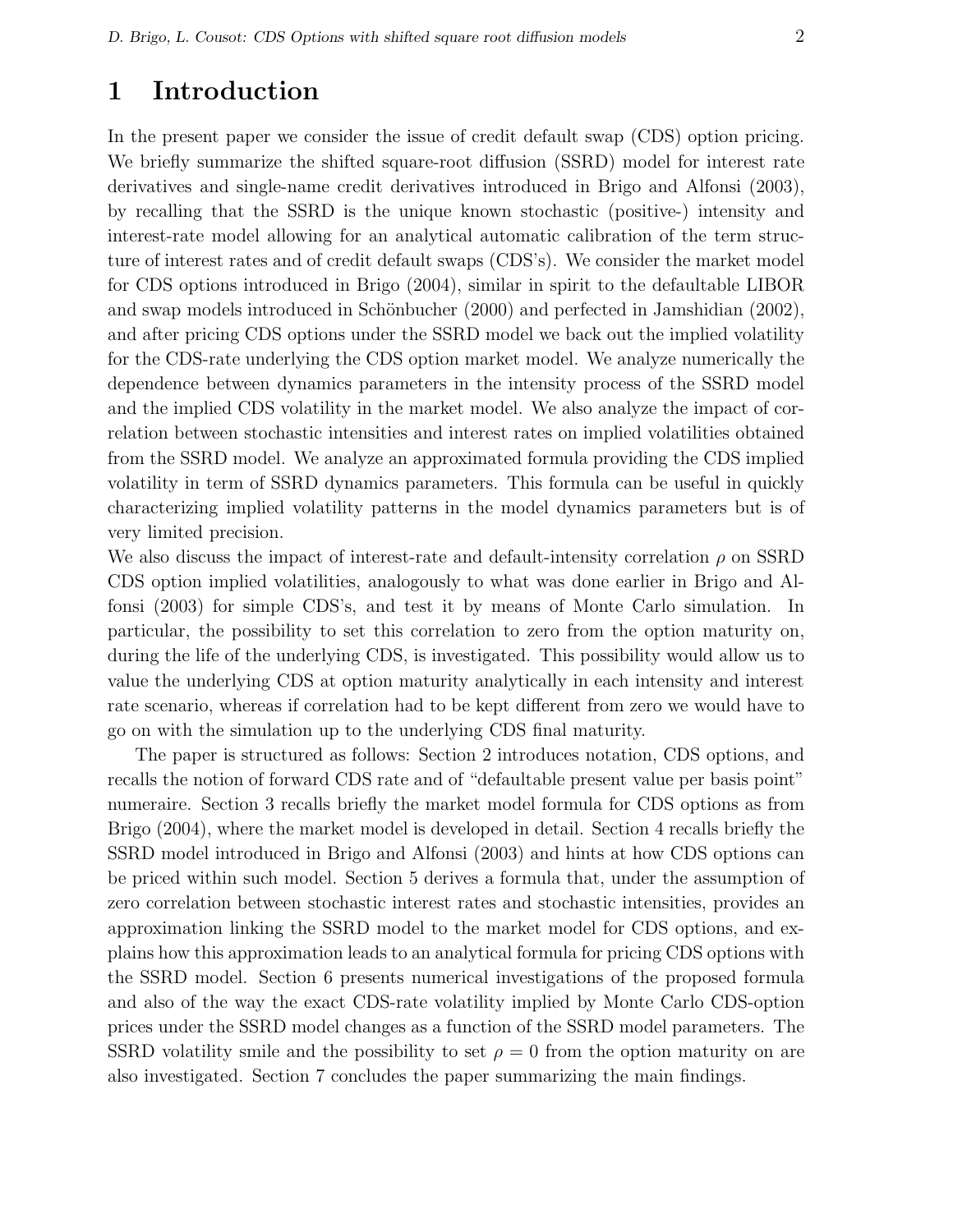# 1 Introduction

In the present paper we consider the issue of credit default swap (CDS) option pricing. We briefly summarize the shifted square-root diffusion (SSRD) model for interest rate derivatives and single-name credit derivatives introduced in Brigo and Alfonsi (2003), by recalling that the SSRD is the unique known stochastic (positive-) intensity and interest-rate model allowing for an analytical automatic calibration of the term structure of interest rates and of credit default swaps (CDS's). We consider the market model for CDS options introduced in Brigo (2004), similar in spirit to the defaultable LIBOR and swap models introduced in Schönbucher (2000) and perfected in Jamshidian (2002), and after pricing CDS options under the SSRD model we back out the implied volatility for the CDS-rate underlying the CDS option market model. We analyze numerically the dependence between dynamics parameters in the intensity process of the SSRD model and the implied CDS volatility in the market model. We also analyze the impact of correlation between stochastic intensities and interest rates on implied volatilities obtained from the SSRD model. We analyze an approximated formula providing the CDS implied volatility in term of SSRD dynamics parameters. This formula can be useful in quickly characterizing implied volatility patterns in the model dynamics parameters but is of very limited precision.
We also discuss the impact of interest-rate and default-intensity correlation $\rho$ on SSRD CDS option implied volatilities, analogously to what was done earlier in Brigo and Alfonsi (2003) for simple CDS's, and test it by means of Monte Carlo simulation. In particular, the possibility to set this correlation to zero from the option maturity on, during the life of the underlying CDS, is investigated. This possibility would allow us to value the underlying CDS at option maturity analytically in each intensity and interest rate scenario, whereas if correlation had to be kept different from zero we would have to go on with the simulation up to the underlying CDS final maturity.

The paper is structured as follows: Section 2 introduces notation, CDS options, and recalls the notion of forward CDS rate and of "defaultable present value per basis point" numeraire. Section 3 recalls briefly the market model formula for CDS options as from Brigo (2004), where the market model is developed in detail. Section 4 recalls briefly the SSRD model introduced in Brigo and Alfonsi (2003) and hints at how CDS options can be priced within such model. Section 5 derives a formula that, under the assumption of zero correlation between stochastic interest rates and stochastic intensities, provides an approximation linking the SSRD model to the market model for CDS options, and explains how this approximation leads to an analytical formula for pricing CDS options with the SSRD model. Section 6 presents numerical investigations of the proposed formula and also of the way the exact CDS-rate volatility implied by Monte Carlo CDS-option prices under the SSRD model changes as a function of the SSRD model parameters. The SSRD volatility smile and the possibility to set $\rho = 0$ from the option maturity on are also investigated. Section 7 concludes the paper summarizing the main findings.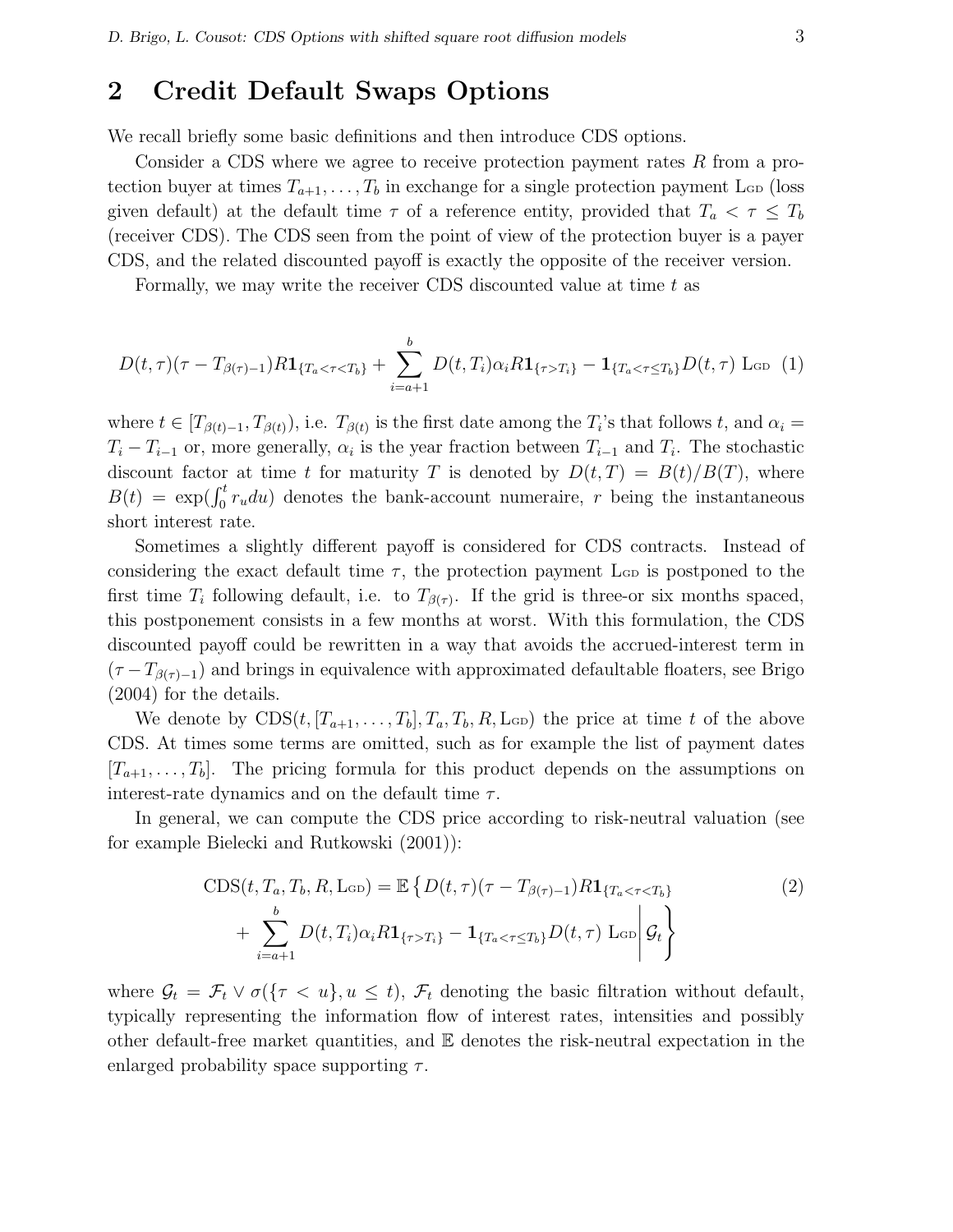## 2 Credit Default Swaps Options

We recall briefly some basic definitions and then introduce CDS options.

Consider a CDS where we agree to receive protection payment rates $R$ from a protection buyer at times $T_{a+1}, \ldots, T_b$ in exchange for a single protection payment $\text{L}_{\text{GD}}$ (loss given default) at the default time $\tau$ of a reference entity, provided that $T_a < \tau \leq T_b$ (receiver CDS). The CDS seen from the point of view of the protection buyer is a payer CDS, and the related discounted payoff is exactly the opposite of the receiver version.

Formally, we may write the receiver CDS discounted value at time $t$ as

$$D(t,\tau)(\tau - T_{\beta(\tau)-1})R\mathbf{1}_{\{T_a<\tau<T_b\}} + \sum_{i=a+1}^{b} D(t,T_i)\alpha_i R\mathbf{1}_{\{\tau>T_i\}} - \mathbf{1}_{\{T_a<\tau\leq T_b\}}D(t,\tau)\ \text{L}_{\text{GD}} \quad (1)$$

where $t \in [T_{\beta(t)-1}, T_{\beta(t)})$, i.e. $T_{\beta(t)}$ is the first date among the $T_i$'s that follows $t$, and $\alpha_i = T_i - T_{i-1}$ or, more generally, $\alpha_i$ is the year fraction between $T_{i-1}$ and $T_i$. The stochastic discount factor at time $t$ for maturity $T$ is denoted by $D(t,T) = B(t)/B(T)$, where $B(t) = \exp(\int_0^t r_u du)$ denotes the bank-account numeraire, $r$ being the instantaneous short interest rate.

Sometimes a slightly different payoff is considered for CDS contracts. Instead of considering the exact default time $\tau$, the protection payment $\text{L}_{\text{GD}}$ is postponed to the first time $T_i$ following default, i.e. to $T_{\beta(\tau)}$. If the grid is three-or six months spaced, this postponement consists in a few months at worst. With this formulation, the CDS discounted payoff could be rewritten in a way that avoids the accrued-interest term in $(\tau - T_{\beta(\tau)-1})$ and brings in equivalence with approximated defaultable floaters, see Brigo (2004) for the details.

We denote by $\text{CDS}(t, [T_{a+1}, \ldots, T_b], T_a, T_b, R, \text{L}_{\text{GD}})$ the price at time $t$ of the above CDS. At times some terms are omitted, such as for example the list of payment dates $[T_{a+1}, \ldots, T_b]$. The pricing formula for this product depends on the assumptions on interest-rate dynamics and on the default time $\tau$.

In general, we can compute the CDS price according to risk-neutral valuation (see for example Bielecki and Rutkowski (2001)):

$$\begin{aligned}\text{CDS}(t, T_a, T_b, R, \text{L}_{\text{GD}}) = \mathbb{E}\Big\{ & D(t,\tau)(\tau - T_{\beta(\tau)-1})R\mathbf{1}_{\{T_a<\tau<T_b\}} \\ & + \sum_{i=a+1}^{b} D(t,T_i)\alpha_i R\mathbf{1}_{\{\tau>T_i\}} - \mathbf{1}_{\{T_a<\tau\leq T_b\}}D(t,\tau)\ \text{L}_{\text{GD}} \Big| \mathcal{G}_t \Big\}\end{aligned} \quad (2)$$

where $\mathcal{G}_t = \mathcal{F}_t \vee \sigma(\{\tau < u\}, u \leq t)$, $\mathcal{F}_t$ denoting the basic filtration without default, typically representing the information flow of interest rates, intensities and possibly other default-free market quantities, and $\mathbb{E}$ denotes the risk-neutral expectation in the enlarged probability space supporting $\tau$.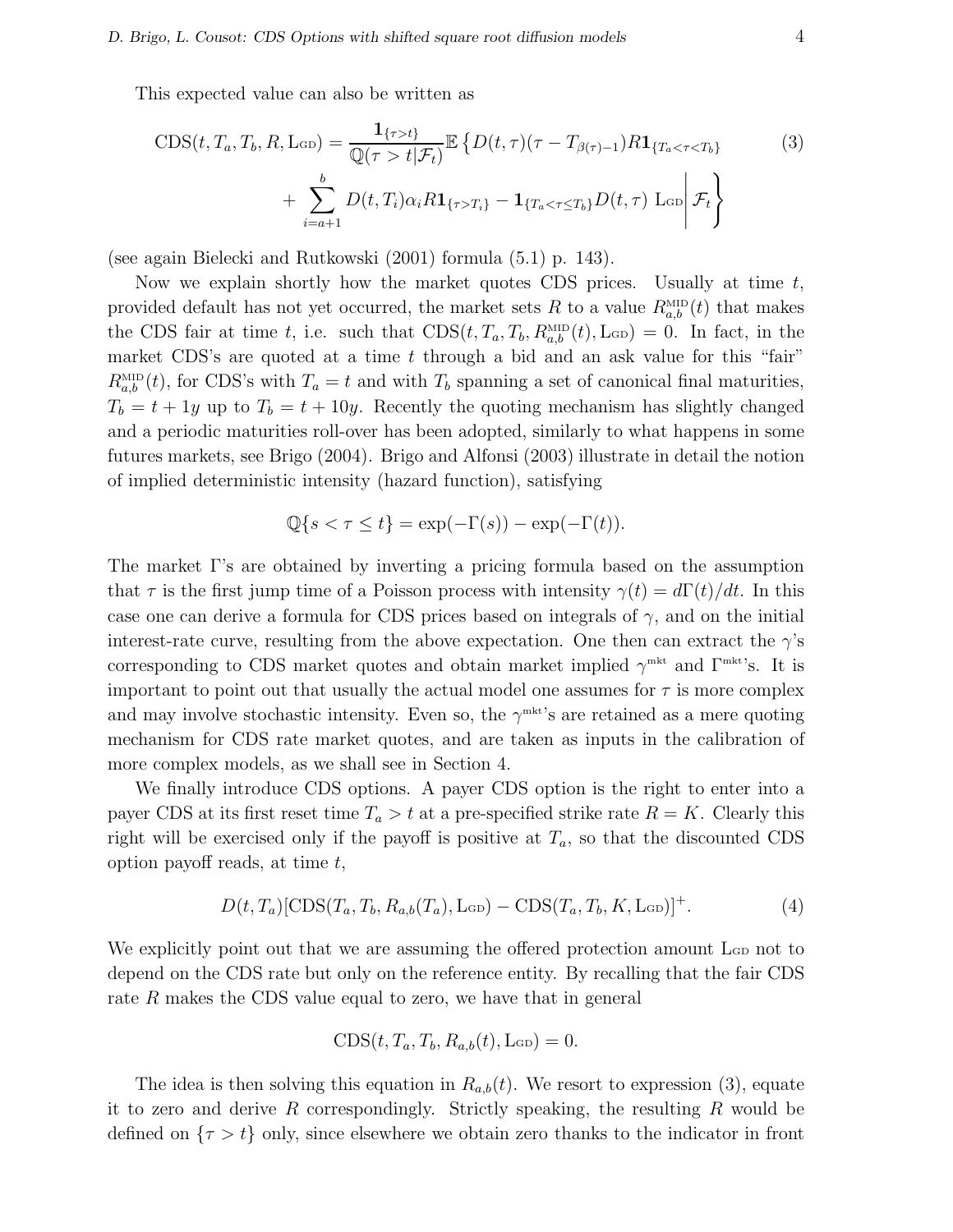This expected value can also be written as

$$
\begin{aligned}
\mathrm{CDS}(t, T_a, T_b, R, \mathrm{L_{GD}}) = \frac{\mathbf{1}_{\{\tau > t\}}}{\mathbb{Q}(\tau > t|\mathcal{F}_t)} \mathbb{E}\Big\{ & D(t,\tau)(\tau - T_{\beta(\tau)-1}) R \mathbf{1}_{\{T_a < \tau < T_b\}} \\
& + \sum_{i=a+1}^{b} D(t, T_i) \alpha_i R \mathbf{1}_{\{\tau > T_i\}} - \mathbf{1}_{\{T_a < \tau \le T_b\}} D(t,\tau)\, \mathrm{L_{GD}} \Big| \mathcal{F}_t \Big\}
\end{aligned}
\tag{3}
$$

(see again Bielecki and Rutkowski (2001) formula (5.1) p. 143).

Now we explain shortly how the market quotes CDS prices. Usually at time $t$, provided default has not yet occurred, the market sets $R$ to a value $R^{\mathrm{MID}}_{a,b}(t)$ that makes the CDS fair at time $t$, i.e. such that $\mathrm{CDS}(t, T_a, T_b, R^{\mathrm{MID}}_{a,b}(t), \mathrm{L_{GD}}) = 0$. In fact, in the market CDS's are quoted at a time $t$ through a bid and an ask value for this "fair" $R^{\mathrm{MID}}_{a,b}(t)$, for CDS's with $T_a = t$ and with $T_b$ spanning a set of canonical final maturities, $T_b = t + 1y$ up to $T_b = t + 10y$. Recently the quoting mechanism has slightly changed and a periodic maturities roll-over has been adopted, similarly to what happens in some futures markets, see Brigo (2004). Brigo and Alfonsi (2003) illustrate in detail the notion of implied deterministic intensity (hazard function), satisfying

$$
\mathbb{Q}\{s < \tau \le t\} = \exp(-\Gamma(s)) - \exp(-\Gamma(t)).
$$

The market $\Gamma$'s are obtained by inverting a pricing formula based on the assumption that $\tau$ is the first jump time of a Poisson process with intensity $\gamma(t) = d\Gamma(t)/dt$. In this case one can derive a formula for CDS prices based on integrals of $\gamma$, and on the initial interest-rate curve, resulting from the above expectation. One then can extract the $\gamma$'s corresponding to CDS market quotes and obtain market implied $\gamma^{\mathrm{mkt}}$ and $\Gamma^{\mathrm{mkt}}$'s. It is important to point out that usually the actual model one assumes for $\tau$ is more complex and may involve stochastic intensity. Even so, the $\gamma^{\mathrm{mkt}}$'s are retained as a mere quoting mechanism for CDS rate market quotes, and are taken as inputs in the calibration of more complex models, as we shall see in Section 4.

We finally introduce CDS options. A payer CDS option is the right to enter into a payer CDS at its first reset time $T_a > t$ at a pre-specified strike rate $R = K$. Clearly this right will be exercised only if the payoff is positive at $T_a$, so that the discounted CDS option payoff reads, at time $t$,

$$
D(t, T_a)[\mathrm{CDS}(T_a, T_b, R_{a,b}(T_a), \mathrm{L_{GD}}) - \mathrm{CDS}(T_a, T_b, K, \mathrm{L_{GD}})]^+. \tag{4}
$$

We explicitly point out that we are assuming the offered protection amount $\mathrm{L_{GD}}$ not to depend on the CDS rate but only on the reference entity. By recalling that the fair CDS rate $R$ makes the CDS value equal to zero, we have that in general

$$
\mathrm{CDS}(t, T_a, T_b, R_{a,b}(t), \mathrm{L_{GD}}) = 0.
$$

The idea is then solving this equation in $R_{a,b}(t)$. We resort to expression (3), equate it to zero and derive $R$ correspondingly. Strictly speaking, the resulting $R$ would be defined on $\{\tau > t\}$ only, since elsewhere we obtain zero thanks to the indicator in front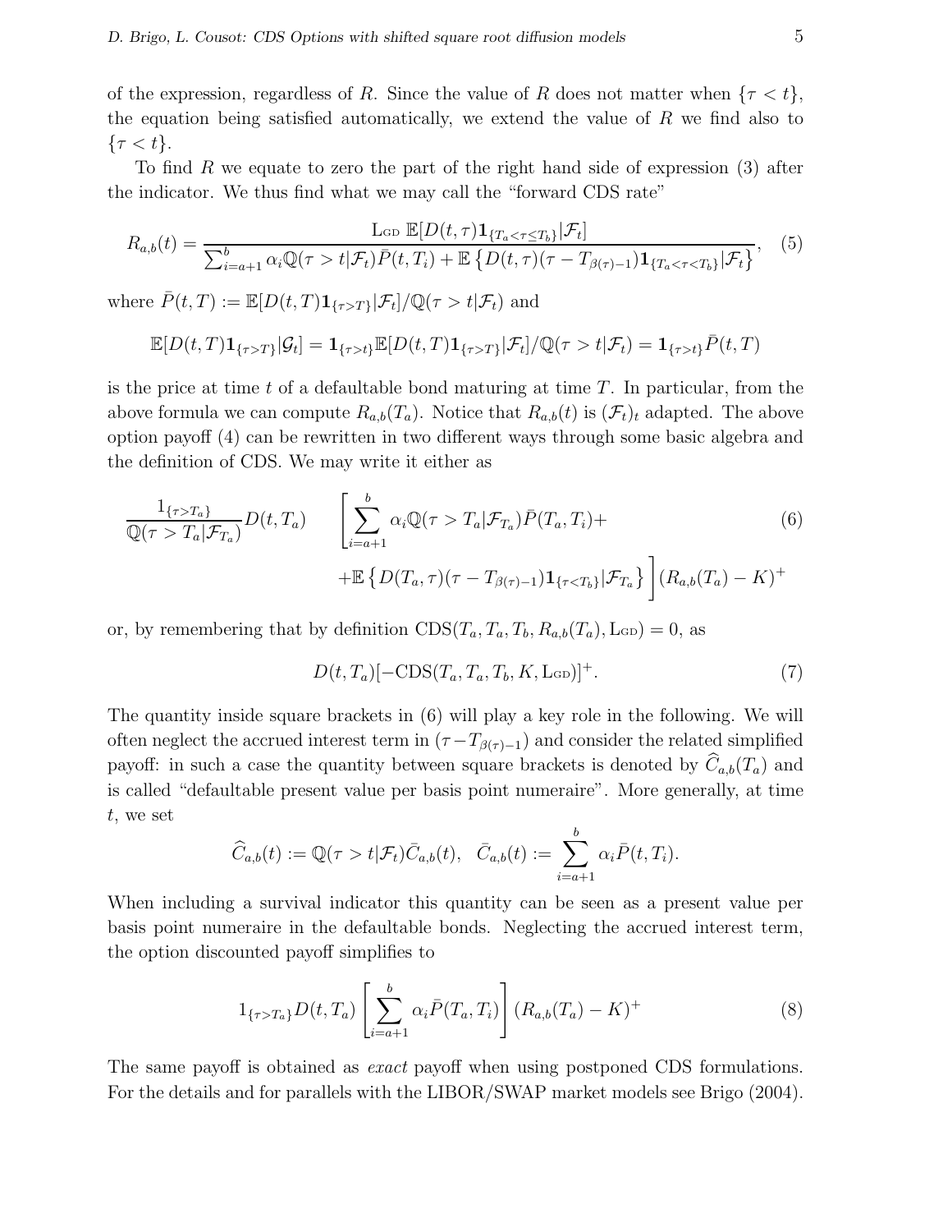of the expression, regardless of $R$. Since the value of $R$ does not matter when $\{\tau < t\}$, the equation being satisfied automatically, we extend the value of $R$ we find also to $\{\tau < t\}$.

To find $R$ we equate to zero the part of the right hand side of expression (3) after the indicator. We thus find what we may call the "forward CDS rate"

$$R_{a,b}(t) = \frac{\text{L}_{\text{GD}}\ \mathbb{E}[D(t,\tau)\mathbf{1}_{\{T_a<\tau\leq T_b\}}|\mathcal{F}_t]}{\sum_{i=a+1}^{b}\alpha_i \mathbb{Q}(\tau>t|\mathcal{F}_t)\bar{P}(t,T_i) + \mathbb{E}\left\{D(t,\tau)(\tau - T_{\beta(\tau)-1})\mathbf{1}_{\{T_a<\tau<T_b\}}|\mathcal{F}_t\right\}}, \quad (5)$$

where $\bar{P}(t,T) := \mathbb{E}[D(t,T)\mathbf{1}_{\{\tau>T\}}|\mathcal{F}_t]/\mathbb{Q}(\tau>t|\mathcal{F}_t)$ and

$$\mathbb{E}[D(t,T)\mathbf{1}_{\{\tau>T\}}|\mathcal{G}_t] = \mathbf{1}_{\{\tau>t\}}\mathbb{E}[D(t,T)\mathbf{1}_{\{\tau>T\}}|\mathcal{F}_t]/\mathbb{Q}(\tau>t|\mathcal{F}_t) = \mathbf{1}_{\{\tau>t\}}\bar{P}(t,T)$$

is the price at time $t$ of a defaultable bond maturing at time $T$. In particular, from the above formula we can compute $R_{a,b}(T_a)$. Notice that $R_{a,b}(t)$ is $(\mathcal{F}_t)_t$ adapted. The above option payoff (4) can be rewritten in two different ways through some basic algebra and the definition of CDS. We may write it either as

$$\frac{1_{\{\tau>T_a\}}}{\mathbb{Q}(\tau>T_a|\mathcal{F}_{T_a})}D(t,T_a) \left[\sum_{i=a+1}^{b}\alpha_i\mathbb{Q}(\tau>T_a|\mathcal{F}_{T_a})\bar{P}(T_a,T_i) + \right. \quad (6)$$
$$\left. + \mathbb{E}\left\{D(T_a,\tau)(\tau - T_{\beta(\tau)-1})\mathbf{1}_{\{\tau<T_b\}}|\mathcal{F}_{T_a}\right\}\right](R_{a,b}(T_a)-K)^+$$

or, by remembering that by definition $\text{CDS}(T_a,T_a,T_b,R_{a,b}(T_a),\text{L}_{\text{GD}}) = 0$, as

$$D(t,T_a)[-\text{CDS}(T_a,T_a,T_b,K,\text{L}_{\text{GD}})]^+. \quad (7)$$

The quantity inside square brackets in (6) will play a key role in the following. We will often neglect the accrued interest term in $(\tau - T_{\beta(\tau)-1})$ and consider the related simplified payoff: in such a case the quantity between square brackets is denoted by $\widehat{C}_{a,b}(T_a)$ and is called "defaultable present value per basis point numeraire". More generally, at time $t$, we set

$$\widehat{C}_{a,b}(t) := \mathbb{Q}(\tau>t|\mathcal{F}_t)\bar{C}_{a,b}(t), \quad \bar{C}_{a,b}(t) := \sum_{i=a+1}^{b}\alpha_i\bar{P}(t,T_i).$$

When including a survival indicator this quantity can be seen as a present value per basis point numeraire in the defaultable bonds. Neglecting the accrued interest term, the option discounted payoff simplifies to

$$1_{\{\tau>T_a\}}D(t,T_a)\left[\sum_{i=a+1}^{b}\alpha_i\bar{P}(T_a,T_i)\right](R_{a,b}(T_a)-K)^+ \quad (8)$$

The same payoff is obtained as *exact* payoff when using postponed CDS formulations. For the details and for parallels with the LIBOR/SWAP market models see Brigo (2004).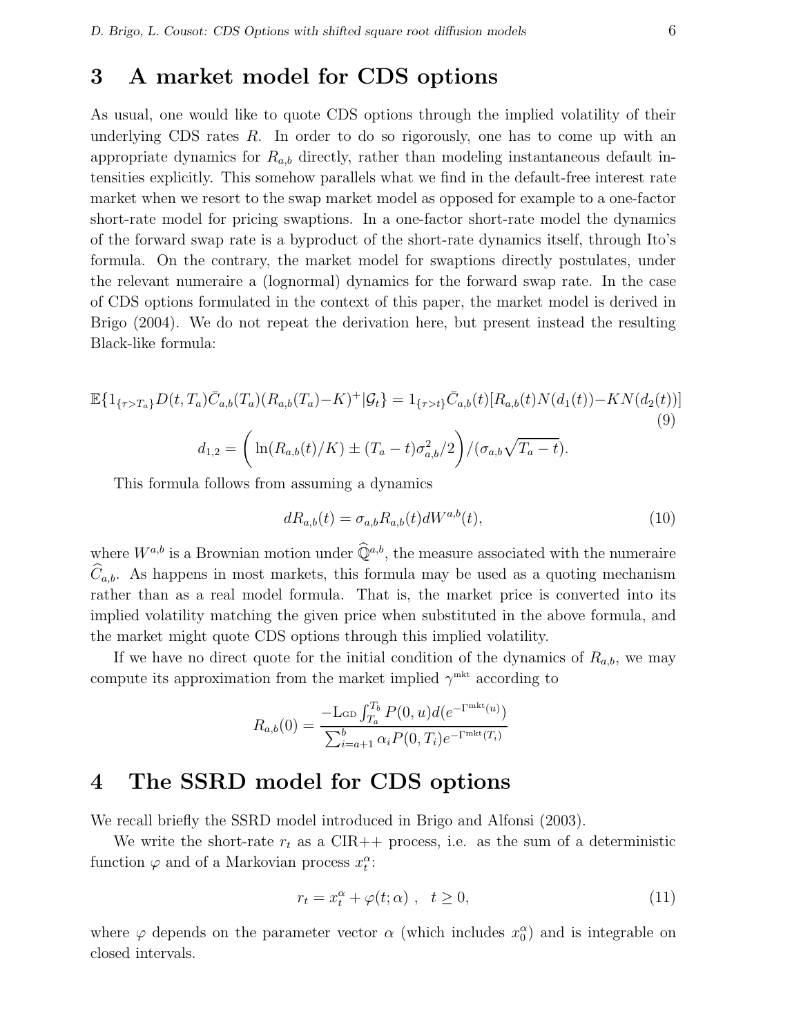## 3 A market model for CDS options

As usual, one would like to quote CDS options through the implied volatility of their underlying CDS rates $R$. In order to do so rigorously, one has to come up with an appropriate dynamics for $R_{a,b}$ directly, rather than modeling instantaneous default intensities explicitly. This somehow parallels what we find in the default-free interest rate market when we resort to the swap market model as opposed for example to a one-factor short-rate model for pricing swaptions. In a one-factor short-rate model the dynamics of the forward swap rate is a byproduct of the short-rate dynamics itself, through Ito's formula. On the contrary, the market model for swaptions directly postulates, under the relevant numeraire a (lognormal) dynamics for the forward swap rate. In the case of CDS options formulated in the context of this paper, the market model is derived in Brigo (2004). We do not repeat the derivation here, but present instead the resulting Black-like formula:

$$\mathbb{E}\{1_{\{\tau>T_a\}}D(t,T_a)\bar{C}_{a,b}(T_a)(R_{a,b}(T_a)-K)^+|\mathcal{G}_t\} = 1_{\{\tau>t\}}\bar{C}_{a,b}(t)[R_{a,b}(t)N(d_1(t))-KN(d_2(t))] \tag{9}$$

$$d_{1,2} = \left(\ln(R_{a,b}(t)/K) \pm (T_a-t)\sigma_{a,b}^2/2\right)/(\sigma_{a,b}\sqrt{T_a-t}).$$

This formula follows from assuming a dynamics

$$dR_{a,b}(t) = \sigma_{a,b}R_{a,b}(t)dW^{a,b}(t), \tag{10}$$

where $W^{a,b}$ is a Brownian motion under $\widehat{\mathbb{Q}}^{a,b}$, the measure associated with the numeraire $\widehat{C}_{a,b}$. As happens in most markets, this formula may be used as a quoting mechanism rather than as a real model formula. That is, the market price is converted into its implied volatility matching the given price when substituted in the above formula, and the market might quote CDS options through this implied volatility.

If we have no direct quote for the initial condition of the dynamics of $R_{a,b}$, we may compute its approximation from the market implied $\gamma^{\text{mkt}}$ according to

$$R_{a,b}(0) = \frac{-\text{L}_{\text{GD}}\int_{T_a}^{T_b} P(0,u)d(e^{-\Gamma^{\text{mkt}}(u)})}{\sum_{i=a+1}^{b}\alpha_i P(0,T_i)e^{-\Gamma^{\text{mkt}}(T_i)}}$$

## 4 The SSRD model for CDS options

We recall briefly the SSRD model introduced in Brigo and Alfonsi (2003).

We write the short-rate $r_t$ as a CIR++ process, i.e. as the sum of a deterministic function $\varphi$ and of a Markovian process $x_t^\alpha$:

$$r_t = x_t^\alpha + \varphi(t;\alpha)\ , \quad t \geq 0, \tag{11}$$

where $\varphi$ depends on the parameter vector $\alpha$ (which includes $x_0^\alpha$) and is integrable on closed intervals.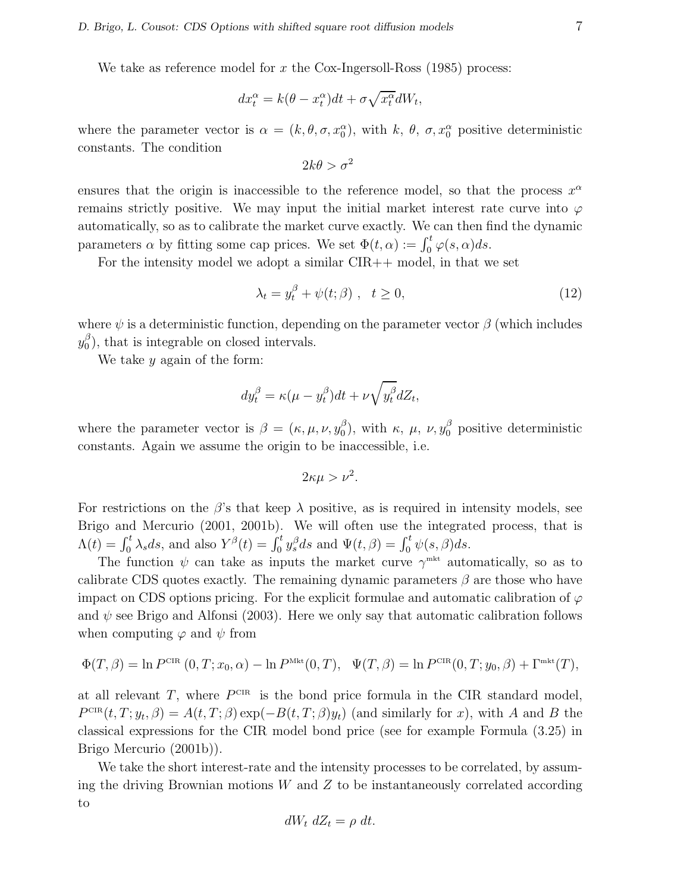We take as reference model for $x$ the Cox-Ingersoll-Ross (1985) process:

$$dx_t^\alpha = k(\theta - x_t^\alpha)dt + \sigma\sqrt{x_t^\alpha}dW_t,$$

where the parameter vector is $\alpha = (k, \theta, \sigma, x_0^\alpha)$, with $k$, $\theta$, $\sigma, x_0^\alpha$ positive deterministic constants. The condition

$$2k\theta > \sigma^2$$

ensures that the origin is inaccessible to the reference model, so that the process $x^\alpha$ remains strictly positive. We may input the initial market interest rate curve into $\varphi$ automatically, so as to calibrate the market curve exactly. We can then find the dynamic parameters $\alpha$ by fitting some cap prices. We set $\Phi(t, \alpha) := \int_0^t \varphi(s, \alpha)ds$.

For the intensity model we adopt a similar CIR++ model, in that we set

$$\lambda_t = y_t^\beta + \psi(t; \beta) \ , \quad t \geq 0, \tag{12}$$

where $\psi$ is a deterministic function, depending on the parameter vector $\beta$ (which includes $y_0^\beta$), that is integrable on closed intervals.

We take $y$ again of the form:

$$dy_t^\beta = \kappa(\mu - y_t^\beta)dt + \nu\sqrt{y_t^\beta}dZ_t,$$

where the parameter vector is $\beta = (\kappa, \mu, \nu, y_0^\beta)$, with $\kappa$, $\mu$, $\nu, y_0^\beta$ positive deterministic constants. Again we assume the origin to be inaccessible, i.e.

$$2\kappa\mu > \nu^2.$$

For restrictions on the $\beta$'s that keep $\lambda$ positive, as is required in intensity models, see Brigo and Mercurio (2001, 2001b). We will often use the integrated process, that is $\Lambda(t) = \int_0^t \lambda_s ds$, and also $Y^\beta(t) = \int_0^t y_s^\beta ds$ and $\Psi(t, \beta) = \int_0^t \psi(s, \beta)ds$.

The function $\psi$ can take as inputs the market curve $\gamma^{\text{mkt}}$ automatically, so as to calibrate CDS quotes exactly. The remaining dynamic parameters $\beta$ are those who have impact on CDS options pricing. For the explicit formulae and automatic calibration of $\varphi$ and $\psi$ see Brigo and Alfonsi (2003). Here we only say that automatic calibration follows when computing $\varphi$ and $\psi$ from

$$\Phi(T, \beta) = \ln P^{\text{CIR}}(0, T; x_0, \alpha) - \ln P^{\text{Mkt}}(0, T), \quad \Psi(T, \beta) = \ln P^{\text{CIR}}(0, T; y_0, \beta) + \Gamma^{\text{mkt}}(T),$$

at all relevant $T$, where $P^{\text{CIR}}$ is the bond price formula in the CIR standard model, $P^{\text{CIR}}(t, T; y_t, \beta) = A(t, T; \beta)\exp(-B(t, T; \beta)y_t)$ (and similarly for $x$), with $A$ and $B$ the classical expressions for the CIR model bond price (see for example Formula (3.25) in Brigo Mercurio (2001b)).

We take the short interest-rate and the intensity processes to be correlated, by assuming the driving Brownian motions $W$ and $Z$ to be instantaneously correlated according to

$$dW_t \, dZ_t = \rho \, dt.$$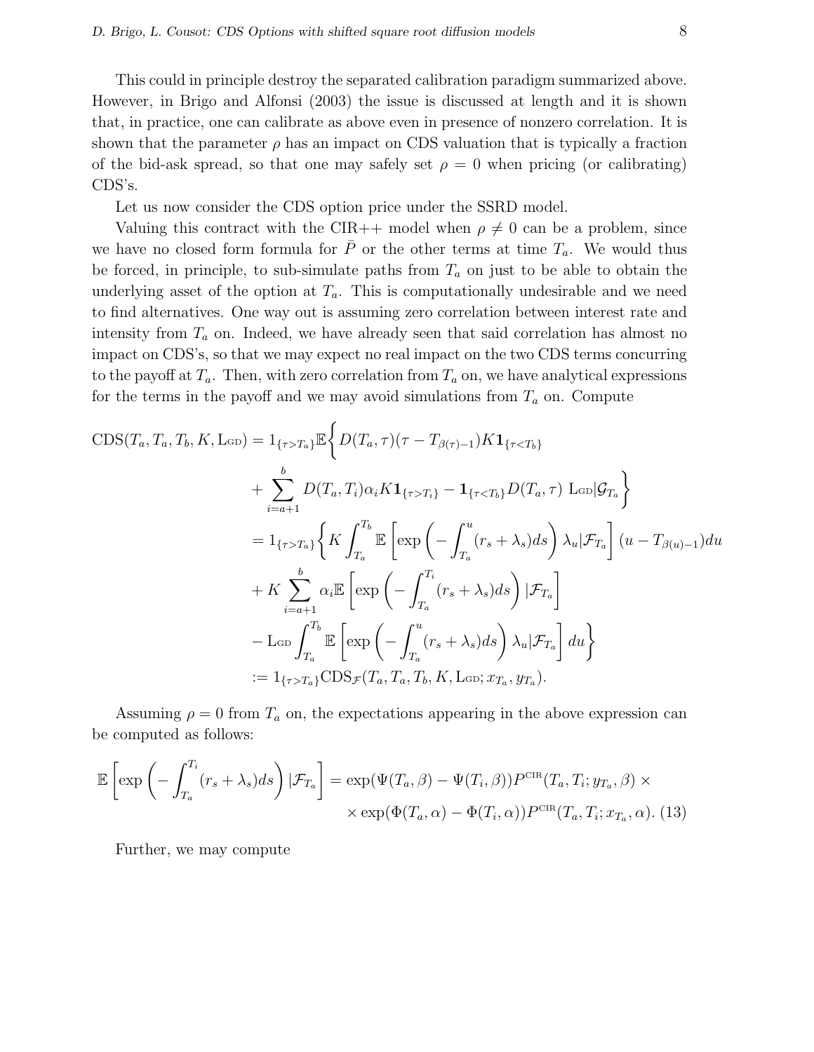This could in principle destroy the separated calibration paradigm summarized above. However, in Brigo and Alfonsi (2003) the issue is discussed at length and it is shown that, in practice, one can calibrate as above even in presence of nonzero correlation. It is shown that the parameter $\rho$ has an impact on CDS valuation that is typically a fraction of the bid-ask spread, so that one may safely set $\rho = 0$ when pricing (or calibrating) CDS's.

Let us now consider the CDS option price under the SSRD model.

Valuing this contract with the CIR++ model when $\rho \neq 0$ can be a problem, since we have no closed form formula for $\bar{P}$ or the other terms at time $T_a$. We would thus be forced, in principle, to sub-simulate paths from $T_a$ on just to be able to obtain the underlying asset of the option at $T_a$. This is computationally undesirable and we need to find alternatives. One way out is assuming zero correlation between interest rate and intensity from $T_a$ on. Indeed, we have already seen that said correlation has almost no impact on CDS's, so that we may expect no real impact on the two CDS terms concurring to the payoff at $T_a$. Then, with zero correlation from $T_a$ on, we have analytical expressions for the terms in the payoff and we may avoid simulations from $T_a$ on. Compute

$$
\begin{aligned}
\mathrm{CDS}(T_a, T_a, T_b, K, \mathrm{L}_{\mathrm{GD}}) &= 1_{\{\tau > T_a\}} \mathbb{E}\Bigg\{ D(T_a, \tau)(\tau - T_{\beta(\tau)-1}) K \mathbf{1}_{\{\tau < T_b\}} \\
&\quad + \sum_{i=a+1}^{b} D(T_a, T_i) \alpha_i K \mathbf{1}_{\{\tau > T_i\}} - \mathbf{1}_{\{\tau < T_b\}} D(T_a, \tau)\ \mathrm{L}_{\mathrm{GD}} | \mathcal{G}_{T_a} \Bigg\} \\
&= 1_{\{\tau > T_a\}} \Bigg\{ K \int_{T_a}^{T_b} \mathbb{E}\left[ \exp\left( -\int_{T_a}^{u} (r_s + \lambda_s) ds \right) \lambda_u | \mathcal{F}_{T_a} \right] (u - T_{\beta(u)-1}) du \\
&\quad + K \sum_{i=a+1}^{b} \alpha_i \mathbb{E}\left[ \exp\left( -\int_{T_a}^{T_i} (r_s + \lambda_s) ds \right) | \mathcal{F}_{T_a} \right] \\
&\quad - \mathrm{L}_{\mathrm{GD}} \int_{T_a}^{T_b} \mathbb{E}\left[ \exp\left( -\int_{T_a}^{u} (r_s + \lambda_s) ds \right) \lambda_u | \mathcal{F}_{T_a} \right] du \Bigg\} \\
&:= 1_{\{\tau > T_a\}} \mathrm{CDS}_{\mathcal{F}}(T_a, T_a, T_b, K, \mathrm{L}_{\mathrm{GD}}; x_{T_a}, y_{T_a}).
\end{aligned}
$$

Assuming $\rho = 0$ from $T_a$ on, the expectations appearing in the above expression can be computed as follows:

$$
\begin{aligned}
\mathbb{E}\left[ \exp\left( -\int_{T_a}^{T_i} (r_s + \lambda_s) ds \right) | \mathcal{F}_{T_a} \right] &= \exp(\Psi(T_a, \beta) - \Psi(T_i, \beta)) P^{\mathrm{CIR}}(T_a, T_i; y_{T_a}, \beta) \times \\
&\quad \times \exp(\Phi(T_a, \alpha) - \Phi(T_i, \alpha)) P^{\mathrm{CIR}}(T_a, T_i; x_{T_a}, \alpha). \quad (13)
\end{aligned}
$$

Further, we may compute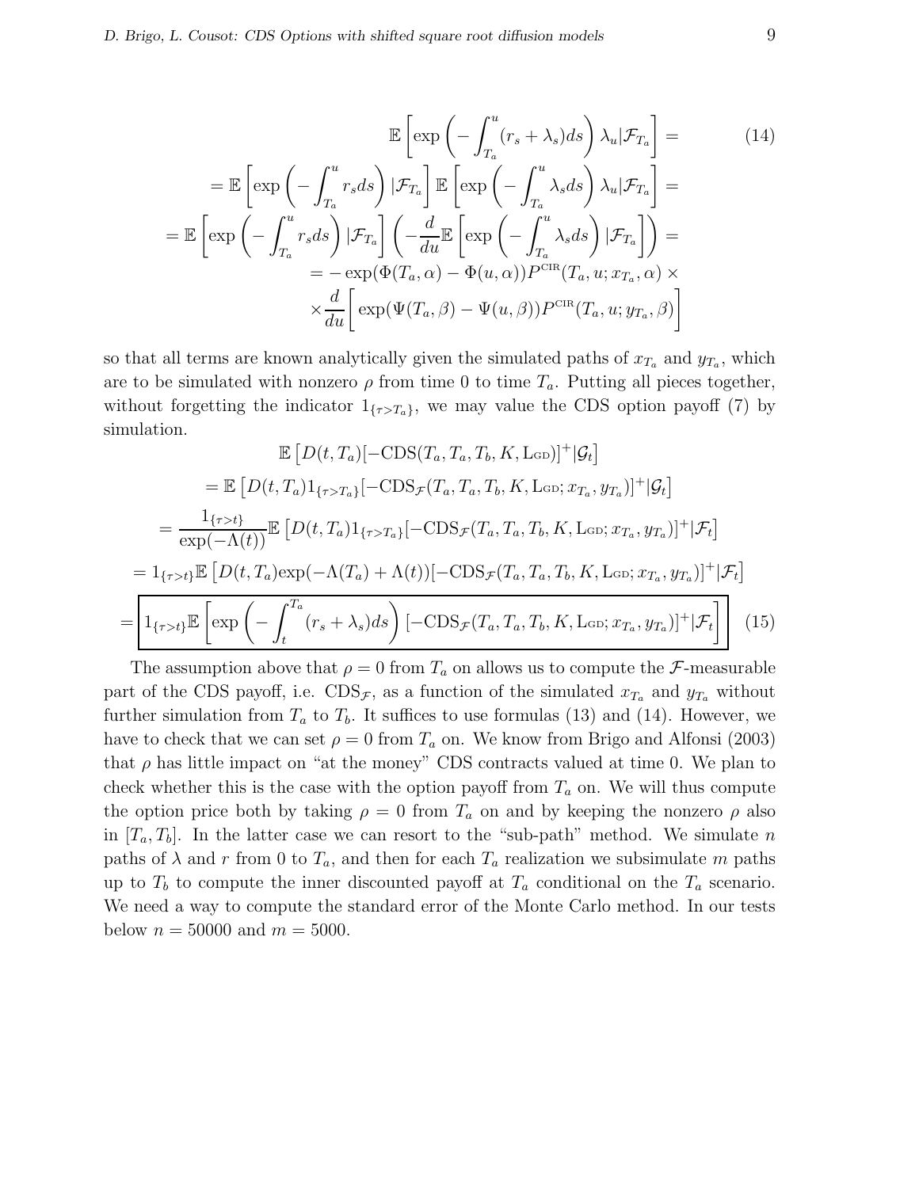$$
\begin{aligned}
&\mathbb{E}\left[\exp\left(-\int_{T_a}^{u}(r_s+\lambda_s)ds\right)\lambda_u|\mathcal{F}_{T_a}\right]= \qquad (14)\\
&=\mathbb{E}\left[\exp\left(-\int_{T_a}^{u}r_s ds\right)|\mathcal{F}_{T_a}\right]\mathbb{E}\left[\exp\left(-\int_{T_a}^{u}\lambda_s ds\right)\lambda_u|\mathcal{F}_{T_a}\right]=\\
&=\mathbb{E}\left[\exp\left(-\int_{T_a}^{u}r_s ds\right)|\mathcal{F}_{T_a}\right]\left(-\frac{d}{du}\mathbb{E}\left[\exp\left(-\int_{T_a}^{u}\lambda_s ds\right)|\mathcal{F}_{T_a}\right]\right)=\\
&=-\exp(\Phi(T_a,\alpha)-\Phi(u,\alpha))P^{\mathrm{CIR}}(T_a,u;x_{T_a},\alpha)\times\\
&\times\frac{d}{du}\left[\exp(\Psi(T_a,\beta)-\Psi(u,\beta))P^{\mathrm{CIR}}(T_a,u;y_{T_a},\beta)\right]
\end{aligned}
$$

so that all terms are known analytically given the simulated paths of $x_{T_a}$ and $y_{T_a}$, which are to be simulated with nonzero $\rho$ from time 0 to time $T_a$. Putting all pieces together, without forgetting the indicator $1_{\{\tau>T_a\}}$, we may value the CDS option payoff (7) by simulation.

$$
\begin{aligned}
&\mathbb{E}\left[D(t,T_a)[-\mathrm{CDS}(T_a,T_a,T_b,K,\mathrm{L_{GD}})]^+|\mathcal{G}_t\right]\\
&=\mathbb{E}\left[D(t,T_a)1_{\{\tau>T_a\}}[-\mathrm{CDS}_{\mathcal{F}}(T_a,T_a,T_b,K,\mathrm{L_{GD}};x_{T_a},y_{T_a})]^+|\mathcal{G}_t\right]\\
&=\frac{1_{\{\tau>t\}}}{\exp(-\Lambda(t))}\mathbb{E}\left[D(t,T_a)1_{\{\tau>T_a\}}[-\mathrm{CDS}_{\mathcal{F}}(T_a,T_a,T_b,K,\mathrm{L_{GD}};x_{T_a},y_{T_a})]^+|\mathcal{F}_t\right]\\
&=1_{\{\tau>t\}}\mathbb{E}\left[D(t,T_a)\exp(-\Lambda(T_a)+\Lambda(t))[-\mathrm{CDS}_{\mathcal{F}}(T_a,T_a,T_b,K,\mathrm{L_{GD}};x_{T_a},y_{T_a})]^+|\mathcal{F}_t\right]\\
&=\boxed{1_{\{\tau>t\}}\mathbb{E}\left[\exp\left(-\int_t^{T_a}(r_s+\lambda_s)ds\right)[-\mathrm{CDS}_{\mathcal{F}}(T_a,T_a,T_b,K,\mathrm{L_{GD}};x_{T_a},y_{T_a})]^+|\mathcal{F}_t\right]} \qquad (15)
\end{aligned}
$$

The assumption above that $\rho=0$ from $T_a$ on allows us to compute the $\mathcal{F}$-measurable part of the CDS payoff, i.e. $\mathrm{CDS}_{\mathcal{F}}$, as a function of the simulated $x_{T_a}$ and $y_{T_a}$ without further simulation from $T_a$ to $T_b$. It suffices to use formulas (13) and (14). However, we have to check that we can set $\rho=0$ from $T_a$ on. We know from Brigo and Alfonsi (2003) that $\rho$ has little impact on "at the money" CDS contracts valued at time 0. We plan to check whether this is the case with the option payoff from $T_a$ on. We will thus compute the option price both by taking $\rho=0$ from $T_a$ on and by keeping the nonzero $\rho$ also in $[T_a,T_b]$. In the latter case we can resort to the "sub-path" method. We simulate $n$ paths of $\lambda$ and $r$ from 0 to $T_a$, and then for each $T_a$ realization we subsimulate $m$ paths up to $T_b$ to compute the inner discounted payoff at $T_a$ conditional on the $T_a$ scenario. We need a way to compute the standard error of the Monte Carlo method. In our tests below $n=50000$ and $m=5000$.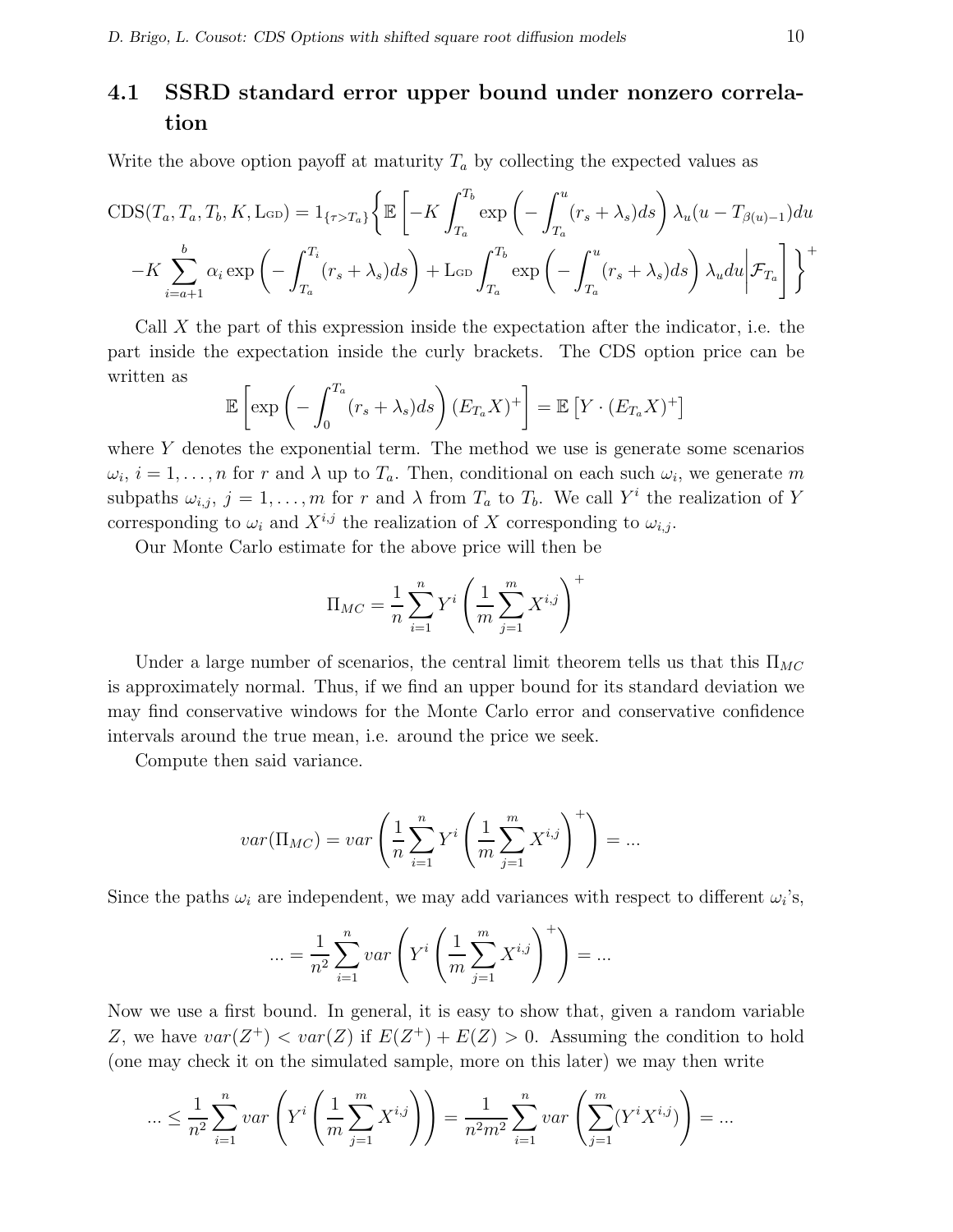### 4.1 SSRD standard error upper bound under nonzero correlation

Write the above option payoff at maturity $T_a$ by collecting the expected values as

$$
\begin{aligned}
\mathrm{CDS}(T_a, T_a, T_b, K, \mathrm{L_{GD}}) = 1_{\{\tau > T_a\}} \Bigg\{ \mathbb{E} \Bigg[ -K \int_{T_a}^{T_b} \exp\left( -\int_{T_a}^{u} (r_s + \lambda_s) ds \right) \lambda_u (u - T_{\beta(u)-1}) du \\
-K \sum_{i=a+1}^{b} \alpha_i \exp\left( -\int_{T_a}^{T_i} (r_s + \lambda_s) ds \right) + \mathrm{L_{GD}} \int_{T_a}^{T_b} \exp\left( -\int_{T_a}^{u} (r_s + \lambda_s) ds \right) \lambda_u du \Bigg| \mathcal{F}_{T_a} \Bigg] \Bigg\}^+
\end{aligned}
$$

Call $X$ the part of this expression inside the expectation after the indicator, i.e. the part inside the expectation inside the curly brackets. The CDS option price can be written as

$$
\mathbb{E}\left[ \exp\left( -\int_0^{T_a} (r_s + \lambda_s) ds \right) (E_{T_a} X)^+ \right] = \mathbb{E}\left[ Y \cdot (E_{T_a} X)^+ \right]
$$

where $Y$ denotes the exponential term. The method we use is generate some scenarios $\omega_i$, $i = 1, \ldots, n$ for $r$ and $\lambda$ up to $T_a$. Then, conditional on each such $\omega_i$, we generate $m$ subpaths $\omega_{i,j}$, $j = 1, \ldots, m$ for $r$ and $\lambda$ from $T_a$ to $T_b$. We call $Y^i$ the realization of $Y$ corresponding to $\omega_i$ and $X^{i,j}$ the realization of $X$ corresponding to $\omega_{i,j}$.

Our Monte Carlo estimate for the above price will then be

$$
\Pi_{MC} = \frac{1}{n} \sum_{i=1}^{n} Y^i \left( \frac{1}{m} \sum_{j=1}^{m} X^{i,j} \right)^+
$$

Under a large number of scenarios, the central limit theorem tells us that this $\Pi_{MC}$ is approximately normal. Thus, if we find an upper bound for its standard deviation we may find conservative windows for the Monte Carlo error and conservative confidence intervals around the true mean, i.e. around the price we seek.

Compute then said variance.

$$
var(\Pi_{MC}) = var\left( \frac{1}{n} \sum_{i=1}^{n} Y^i \left( \frac{1}{m} \sum_{j=1}^{m} X^{i,j} \right)^+ \right) = \ldots
$$

Since the paths $\omega_i$ are independent, we may add variances with respect to different $\omega_i$'s,

$$
\ldots = \frac{1}{n^2} \sum_{i=1}^{n} var\left( Y^i \left( \frac{1}{m} \sum_{j=1}^{m} X^{i,j} \right)^+ \right) = \ldots
$$

Now we use a first bound. In general, it is easy to show that, given a random variable $Z$, we have $var(Z^+) < var(Z)$ if $E(Z^+) + E(Z) > 0$. Assuming the condition to hold (one may check it on the simulated sample, more on this later) we may then write

$$
\ldots \leq \frac{1}{n^2} \sum_{i=1}^{n} var\left( Y^i \left( \frac{1}{m} \sum_{j=1}^{m} X^{i,j} \right) \right) = \frac{1}{n^2 m^2} \sum_{i=1}^{n} var\left( \sum_{j=1}^{m} (Y^i X^{i,j}) \right) = \ldots
$$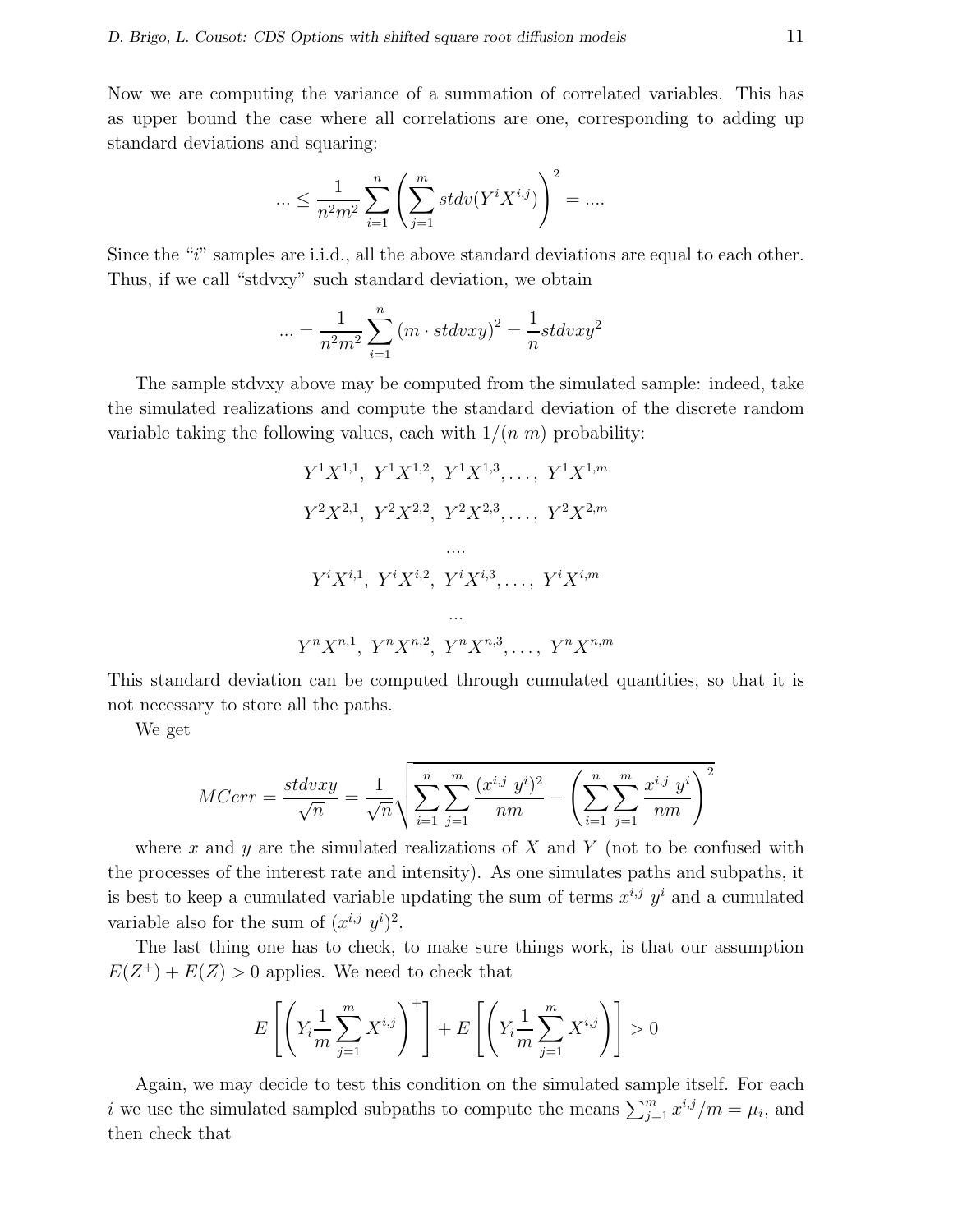Now we are computing the variance of a summation of correlated variables. This has as upper bound the case where all correlations are one, corresponding to adding up standard deviations and squaring:

$$... \leq \frac{1}{n^2 m^2} \sum_{i=1}^{n} \left( \sum_{j=1}^{m} stdv(Y^i X^{i,j}) \right)^2 = ....$$

Since the "$i$" samples are i.i.d., all the above standard deviations are equal to each other. Thus, if we call "stdvxy" such standard deviation, we obtain

$$... = \frac{1}{n^2 m^2} \sum_{i=1}^{n} (m \cdot stdvxy)^2 = \frac{1}{n} stdvxy^2$$

The sample stdvxy above may be computed from the simulated sample: indeed, take the simulated realizations and compute the standard deviation of the discrete random variable taking the following values, each with $1/(n\ m)$ probability:

$$Y^1 X^{1,1},\ Y^1 X^{1,2},\ Y^1 X^{1,3}, \ldots,\ Y^1 X^{1,m}$$

$$Y^2 X^{2,1},\ Y^2 X^{2,2},\ Y^2 X^{2,3}, \ldots,\ Y^2 X^{2,m}$$

$$....$$

$$Y^i X^{i,1},\ Y^i X^{i,2},\ Y^i X^{i,3}, \ldots,\ Y^i X^{i,m}$$

$$...$$

$$Y^n X^{n,1},\ Y^n X^{n,2},\ Y^n X^{n,3}, \ldots,\ Y^n X^{n,m}$$

This standard deviation can be computed through cumulated quantities, so that it is not necessary to store all the paths.

We get

$$MCerr = \frac{stdvxy}{\sqrt{n}} = \frac{1}{\sqrt{n}} \sqrt{\sum_{i=1}^{n} \sum_{j=1}^{m} \frac{(x^{i,j}\ y^i)^2}{nm} - \left( \sum_{i=1}^{n} \sum_{j=1}^{m} \frac{x^{i,j}\ y^i}{nm} \right)^2}$$

where $x$ and $y$ are the simulated realizations of $X$ and $Y$ (not to be confused with the processes of the interest rate and intensity). As one simulates paths and subpaths, it is best to keep a cumulated variable updating the sum of terms $x^{i,j}\ y^i$ and a cumulated variable also for the sum of $(x^{i,j}\ y^i)^2$.

The last thing one has to check, to make sure things work, is that our assumption $E(Z^+) + E(Z) > 0$ applies. We need to check that

$$E\left[ \left( Y_i \frac{1}{m} \sum_{j=1}^{m} X^{i,j} \right)^+ \right] + E\left[ \left( Y_i \frac{1}{m} \sum_{j=1}^{m} X^{i,j} \right) \right] > 0$$

Again, we may decide to test this condition on the simulated sample itself. For each $i$ we use the simulated sampled subpaths to compute the means $\sum_{j=1}^{m} x^{i,j}/m = \mu_i$, and then check that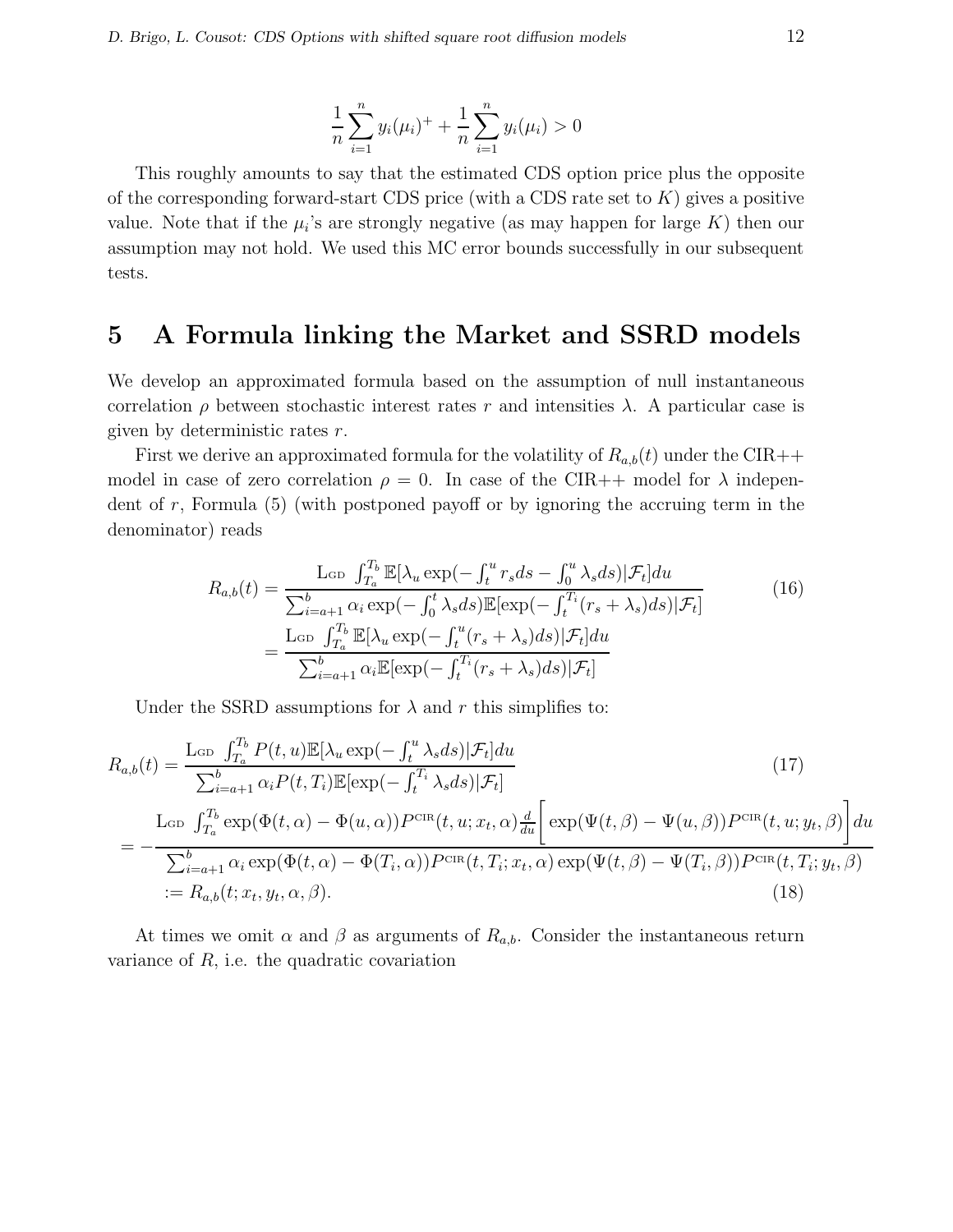$$\frac{1}{n}\sum_{i=1}^{n} y_i(\mu_i)^+ + \frac{1}{n}\sum_{i=1}^{n} y_i(\mu_i) > 0$$

This roughly amounts to say that the estimated CDS option price plus the opposite of the corresponding forward-start CDS price (with a CDS rate set to $K$) gives a positive value. Note that if the $\mu_i$'s are strongly negative (as may happen for large $K$) then our assumption may not hold. We used this MC error bounds successfully in our subsequent tests.

# 5 A Formula linking the Market and SSRD models

We develop an approximated formula based on the assumption of null instantaneous correlation $\rho$ between stochastic interest rates $r$ and intensities $\lambda$. A particular case is given by deterministic rates $r$.

First we derive an approximated formula for the volatility of $R_{a,b}(t)$ under the CIR++ model in case of zero correlation $\rho = 0$. In case of the CIR++ model for $\lambda$ independent of $r$, Formula (5) (with postponed payoff or by ignoring the accruing term in the denominator) reads

$$\begin{aligned} R_{a,b}(t) &= \frac{\mathrm{L_{GD}} \int_{T_a}^{T_b} \mathbb{E}[\lambda_u \exp(-\int_t^u r_s ds - \int_0^u \lambda_s ds)|\mathcal{F}_t] du}{\sum_{i=a+1}^{b} \alpha_i \exp(-\int_0^t \lambda_s ds) \mathbb{E}[\exp(-\int_t^{T_i} (r_s + \lambda_s) ds)|\mathcal{F}_t]} \\ &= \frac{\mathrm{L_{GD}} \int_{T_a}^{T_b} \mathbb{E}[\lambda_u \exp(-\int_t^u (r_s + \lambda_s) ds)|\mathcal{F}_t] du}{\sum_{i=a+1}^{b} \alpha_i \mathbb{E}[\exp(-\int_t^{T_i} (r_s + \lambda_s) ds)|\mathcal{F}_t]} \end{aligned} \tag{16}$$

Under the SSRD assumptions for $\lambda$ and $r$ this simplifies to:

$$R_{a,b}(t) = \frac{\mathrm{L_{GD}} \int_{T_a}^{T_b} P(t,u) \mathbb{E}[\lambda_u \exp(-\int_t^u \lambda_s ds)|\mathcal{F}_t] du}{\sum_{i=a+1}^{b} \alpha_i P(t,T_i) \mathbb{E}[\exp(-\int_t^{T_i} \lambda_s ds)|\mathcal{F}_t]} \tag{17}$$

$$= -\frac{\mathrm{L_{GD}} \int_{T_a}^{T_b} \exp(\Phi(t,\alpha) - \Phi(u,\alpha)) P^{\mathrm{CIR}}(t,u;x_t,\alpha) \frac{d}{du}\bigg[\exp(\Psi(t,\beta) - \Psi(u,\beta)) P^{\mathrm{CIR}}(t,u;y_t,\beta)\bigg] du}{\sum_{i=a+1}^{b} \alpha_i \exp(\Phi(t,\alpha) - \Phi(T_i,\alpha)) P^{\mathrm{CIR}}(t,T_i;x_t,\alpha) \exp(\Psi(t,\beta) - \Psi(T_i,\beta)) P^{\mathrm{CIR}}(t,T_i;y_t,\beta)}$$

$$:= R_{a,b}(t; x_t, y_t, \alpha, \beta). \tag{18}$$

At times we omit $\alpha$ and $\beta$ as arguments of $R_{a,b}$. Consider the instantaneous return variance of $R$, i.e. the quadratic covariation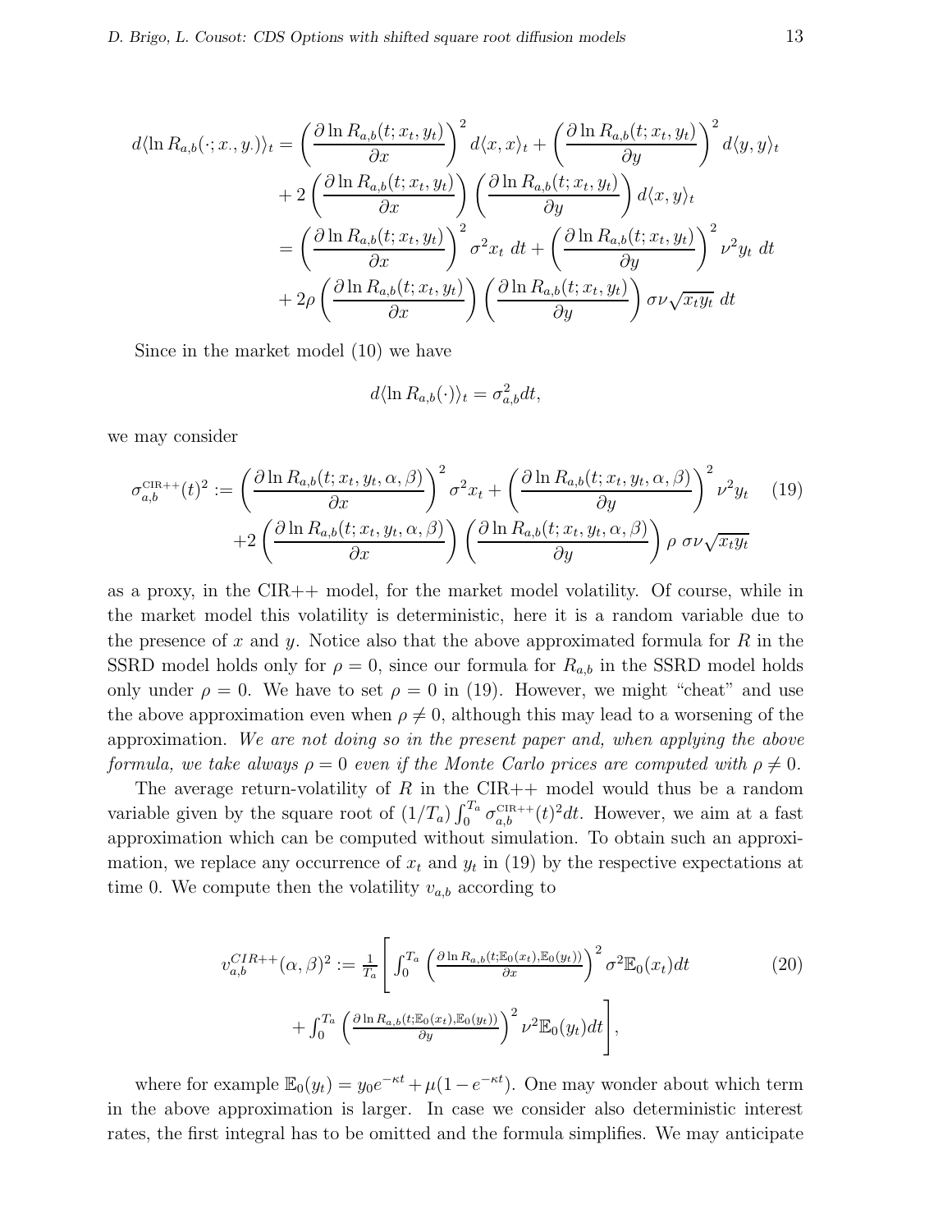$$
\begin{aligned}
d\langle \ln R_{a,b}(\cdot; x_\cdot, y_\cdot)\rangle_t &= \left(\frac{\partial \ln R_{a,b}(t; x_t, y_t)}{\partial x}\right)^2 d\langle x, x\rangle_t + \left(\frac{\partial \ln R_{a,b}(t; x_t, y_t)}{\partial y}\right)^2 d\langle y, y\rangle_t \\
&\quad + 2\left(\frac{\partial \ln R_{a,b}(t; x_t, y_t)}{\partial x}\right)\left(\frac{\partial \ln R_{a,b}(t; x_t, y_t)}{\partial y}\right) d\langle x, y\rangle_t \\
&= \left(\frac{\partial \ln R_{a,b}(t; x_t, y_t)}{\partial x}\right)^2 \sigma^2 x_t \, dt + \left(\frac{\partial \ln R_{a,b}(t; x_t, y_t)}{\partial y}\right)^2 \nu^2 y_t \, dt \\
&\quad + 2\rho\left(\frac{\partial \ln R_{a,b}(t; x_t, y_t)}{\partial x}\right)\left(\frac{\partial \ln R_{a,b}(t; x_t, y_t)}{\partial y}\right) \sigma\nu\sqrt{x_t y_t}\, dt
\end{aligned}
$$

Since in the market model (10) we have

$$
d\langle \ln R_{a,b}(\cdot)\rangle_t = \sigma_{a,b}^2 dt,
$$

we may consider

$$
\begin{aligned}
\sigma_{a,b}^{\text{CIR++}}(t)^2 := \left(\frac{\partial \ln R_{a,b}(t; x_t, y_t, \alpha, \beta)}{\partial x}\right)^2 \sigma^2 x_t + \left(\frac{\partial \ln R_{a,b}(t; x_t, y_t, \alpha, \beta)}{\partial y}\right)^2 \nu^2 y_t \\
+2\left(\frac{\partial \ln R_{a,b}(t; x_t, y_t, \alpha, \beta)}{\partial x}\right)\left(\frac{\partial \ln R_{a,b}(t; x_t, y_t, \alpha, \beta)}{\partial y}\right) \rho\ \sigma\nu\sqrt{x_t y_t}
\end{aligned}
\tag{19}
$$

as a proxy, in the CIR++ model, for the market model volatility. Of course, while in the market model this volatility is deterministic, here it is a random variable due to the presence of $x$ and $y$. Notice also that the above approximated formula for $R$ in the SSRD model holds only for $\rho = 0$, since our formula for $R_{a,b}$ in the SSRD model holds only under $\rho = 0$. We have to set $\rho = 0$ in (19). However, we might "cheat" and use the above approximation even when $\rho \neq 0$, although this may lead to a worsening of the approximation. *We are not doing so in the present paper and, when applying the above formula, we take always $\rho = 0$ even if the Monte Carlo prices are computed with $\rho \neq 0$.*

The average return-volatility of $R$ in the CIR++ model would thus be a random variable given by the square root of $(1/T_a)\int_0^{T_a} \sigma_{a,b}^{\text{CIR++}}(t)^2 dt$. However, we aim at a fast approximation which can be computed without simulation. To obtain such an approximation, we replace any occurrence of $x_t$ and $y_t$ in (19) by the respective expectations at time 0. We compute then the volatility $v_{a,b}$ according to

$$
\begin{aligned}
v_{a,b}^{CIR++}(\alpha, \beta)^2 := \tfrac{1}{T_a}\Bigg[\int_0^{T_a} \left(\tfrac{\partial \ln R_{a,b}(t; \mathbb{E}_0(x_t), \mathbb{E}_0(y_t))}{\partial x}\right)^2 \sigma^2 \mathbb{E}_0(x_t) dt \\
+ \int_0^{T_a} \left(\tfrac{\partial \ln R_{a,b}(t; \mathbb{E}_0(x_t), \mathbb{E}_0(y_t))}{\partial y}\right)^2 \nu^2 \mathbb{E}_0(y_t) dt\Bigg],
\end{aligned}
\tag{20}
$$

where for example $\mathbb{E}_0(y_t) = y_0 e^{-\kappa t} + \mu(1 - e^{-\kappa t})$. One may wonder about which term in the above approximation is larger. In case we consider also deterministic interest rates, the first integral has to be omitted and the formula simplifies. We may anticipate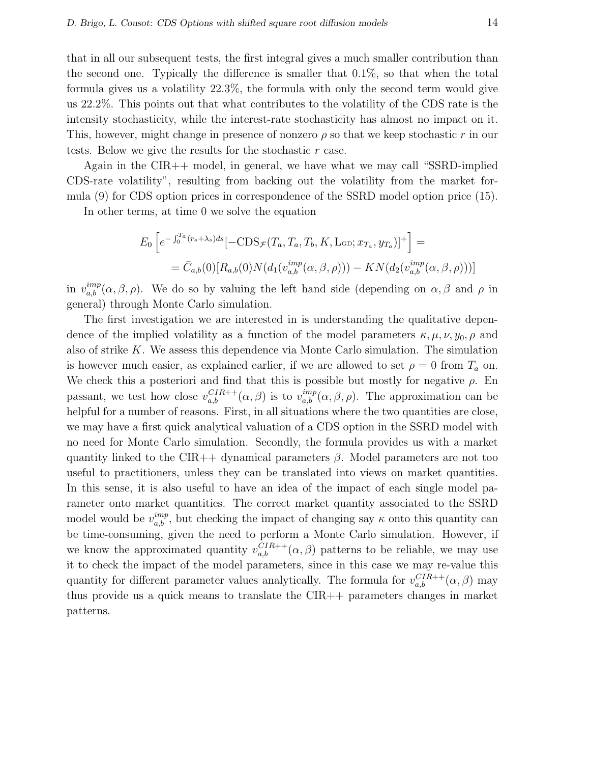that in all our subsequent tests, the first integral gives a much smaller contribution than the second one. Typically the difference is smaller that 0.1%, so that when the total formula gives us a volatility 22.3%, the formula with only the second term would give us 22.2%. This points out that what contributes to the volatility of the CDS rate is the intensity stochasticity, while the interest-rate stochasticity has almost no impact on it. This, however, might change in presence of nonzero $\rho$ so that we keep stochastic $r$ in our tests. Below we give the results for the stochastic $r$ case.

Again in the CIR++ model, in general, we have what we may call "SSRD-implied CDS-rate volatility", resulting from backing out the volatility from the market formula (9) for CDS option prices in correspondence of the SSRD model option price (15).

In other terms, at time 0 we solve the equation

$$E_0\left[e^{-\int_0^{T_a}(r_s+\lambda_s)ds}[-\mathrm{CDS}_{\mathcal{F}}(T_a, T_a, T_b, K, \mathrm{L_{GD}}; x_{T_a}, y_{T_a})]^+\right] =$$

$$= \bar{C}_{a,b}(0)[R_{a,b}(0)N(d_1(v_{a,b}^{imp}(\alpha,\beta,\rho))) - KN(d_2(v_{a,b}^{imp}(\alpha,\beta,\rho)))]$$

in $v_{a,b}^{imp}(\alpha,\beta,\rho)$. We do so by valuing the left hand side (depending on $\alpha,\beta$ and $\rho$ in general) through Monte Carlo simulation.

The first investigation we are interested in is understanding the qualitative dependence of the implied volatility as a function of the model parameters $\kappa,\mu,\nu,y_0,\rho$ and also of strike $K$. We assess this dependence via Monte Carlo simulation. The simulation is however much easier, as explained earlier, if we are allowed to set $\rho = 0$ from $T_a$ on. We check this a posteriori and find that this is possible but mostly for negative $\rho$. En passant, we test how close $v_{a,b}^{CIR++}(\alpha,\beta)$ is to $v_{a,b}^{imp}(\alpha,\beta,\rho)$. The approximation can be helpful for a number of reasons. First, in all situations where the two quantities are close, we may have a first quick analytical valuation of a CDS option in the SSRD model with no need for Monte Carlo simulation. Secondly, the formula provides us with a market quantity linked to the CIR++ dynamical parameters $\beta$. Model parameters are not too useful to practitioners, unless they can be translated into views on market quantities. In this sense, it is also useful to have an idea of the impact of each single model parameter onto market quantities. The correct market quantity associated to the SSRD model would be $v_{a,b}^{imp}$, but checking the impact of changing say $\kappa$ onto this quantity can be time-consuming, given the need to perform a Monte Carlo simulation. However, if we know the approximated quantity $v_{a,b}^{CIR++}(\alpha,\beta)$ patterns to be reliable, we may use it to check the impact of the model parameters, since in this case we may re-value this quantity for different parameter values analytically. The formula for $v_{a,b}^{CIR++}(\alpha,\beta)$ may thus provide us a quick means to translate the CIR++ parameters changes in market patterns.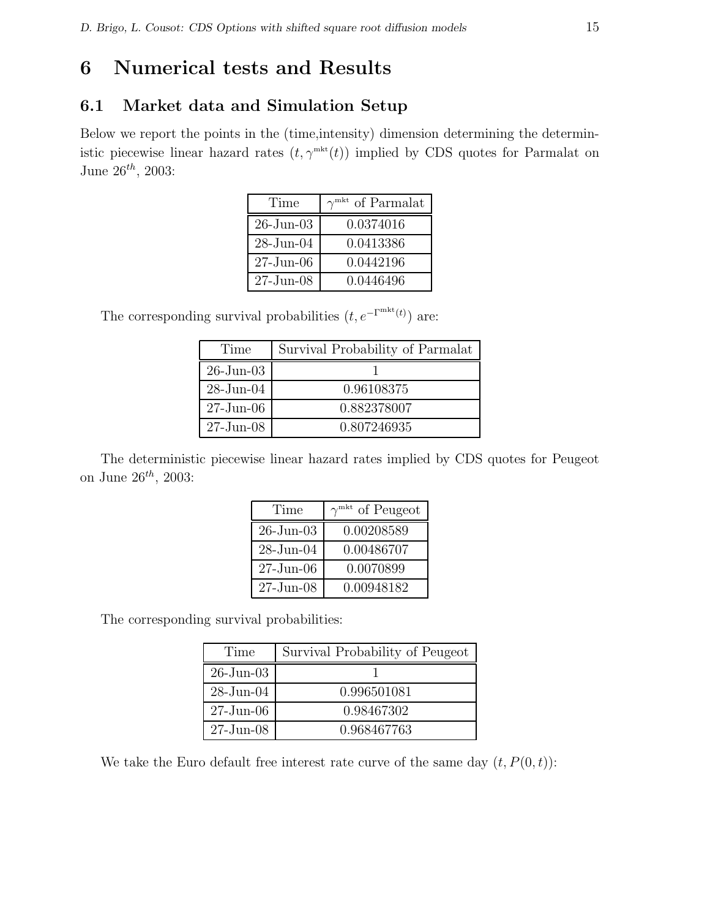# 6 Numerical tests and Results

## 6.1 Market data and Simulation Setup

Below we report the points in the (time,intensity) dimension determining the deterministic piecewise linear hazard rates $(t, \gamma^{\text{mkt}}(t))$ implied by CDS quotes for Parmalat on June $26^{th}$, 2003:

| Time | $\gamma^{\text{mkt}}$ of Parmalat |
|---|---|
| 26-Jun-03 | 0.0374016 |
| 28-Jun-04 | 0.0413386 |
| 27-Jun-06 | 0.0442196 |
| 27-Jun-08 | 0.0446496 |

The corresponding survival probabilities $(t, e^{-\Gamma^{\text{mkt}}(t)})$ are:

| Time | Survival Probability of Parmalat |
|---|---|
| 26-Jun-03 | 1 |
| 28-Jun-04 | 0.96108375 |
| 27-Jun-06 | 0.882378007 |
| 27-Jun-08 | 0.807246935 |

The deterministic piecewise linear hazard rates implied by CDS quotes for Peugeot on June $26^{th}$, 2003:

| Time | $\gamma^{\text{mkt}}$ of Peugeot |
|---|---|
| 26-Jun-03 | 0.00208589 |
| 28-Jun-04 | 0.00486707 |
| 27-Jun-06 | 0.0070899 |
| 27-Jun-08 | 0.00948182 |

The corresponding survival probabilities:

| Time | Survival Probability of Peugeot |
|---|---|
| 26-Jun-03 | 1 |
| 28-Jun-04 | 0.996501081 |
| 27-Jun-06 | 0.98467302 |
| 27-Jun-08 | 0.968467763 |

We take the Euro default free interest rate curve of the same day $(t, P(0,t))$: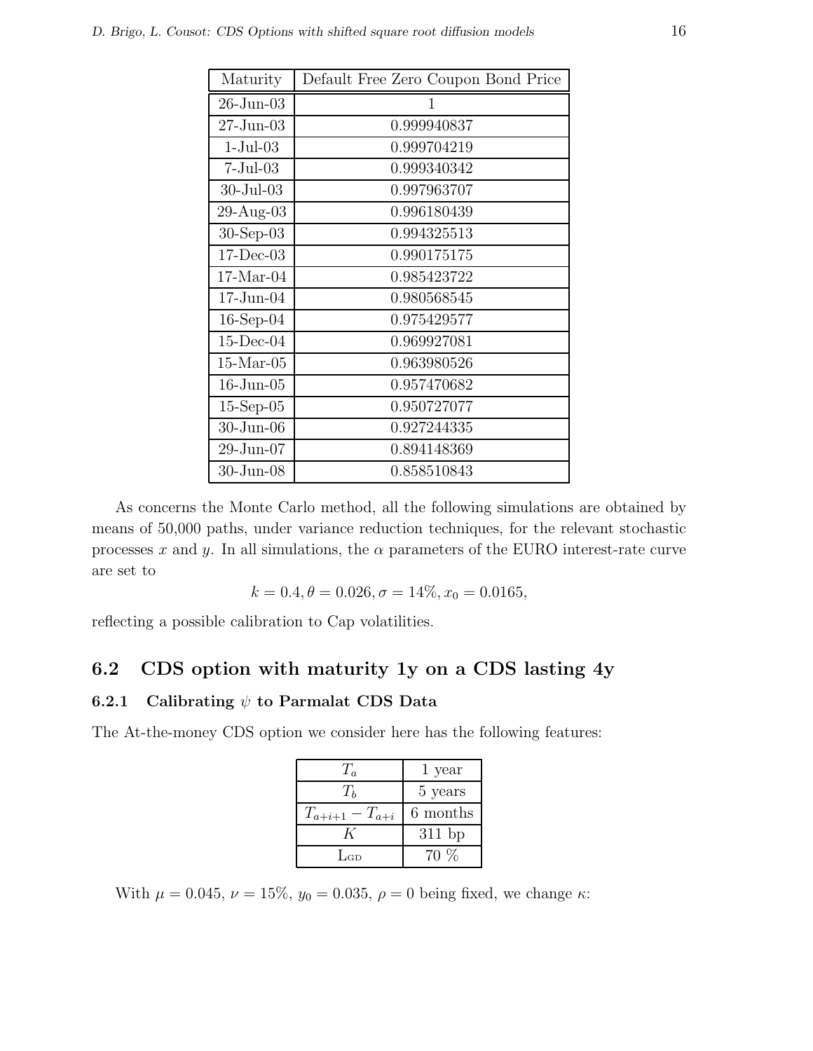| Maturity | Default Free Zero Coupon Bond Price |
|---|---|
| 26-Jun-03 | 1 |
| 27-Jun-03 | 0.999940837 |
| 1-Jul-03 | 0.999704219 |
| 7-Jul-03 | 0.999340342 |
| 30-Jul-03 | 0.997963707 |
| 29-Aug-03 | 0.996180439 |
| 30-Sep-03 | 0.994325513 |
| 17-Dec-03 | 0.990175175 |
| 17-Mar-04 | 0.985423722 |
| 17-Jun-04 | 0.980568545 |
| 16-Sep-04 | 0.975429577 |
| 15-Dec-04 | 0.969927081 |
| 15-Mar-05 | 0.963980526 |
| 16-Jun-05 | 0.957470682 |
| 15-Sep-05 | 0.950727077 |
| 30-Jun-06 | 0.927244335 |
| 29-Jun-07 | 0.894148369 |
| 30-Jun-08 | 0.858510843 |

As concerns the Monte Carlo method, all the following simulations are obtained by means of 50,000 paths, under variance reduction techniques, for the relevant stochastic processes $x$ and $y$. In all simulations, the $\alpha$ parameters of the EURO interest-rate curve are set to

$$k = 0.4, \theta = 0.026, \sigma = 14\%, x_0 = 0.0165,$$

reflecting a possible calibration to Cap volatilities.

## 6.2 CDS option with maturity 1y on a CDS lasting 4y

### 6.2.1 Calibrating $\psi$ to Parmalat CDS Data

The At-the-money CDS option we consider here has the following features:

| | |
|---|---|
| $T_a$ | 1 year |
| $T_b$ | 5 years |
| $T_{a+i+1} - T_{a+i}$ | 6 months |
| $K$ | 311 bp |
| LGD | 70 % |

With $\mu = 0.045$, $\nu = 15\%$, $y_0 = 0.035$, $\rho = 0$ being fixed, we change $\kappa$: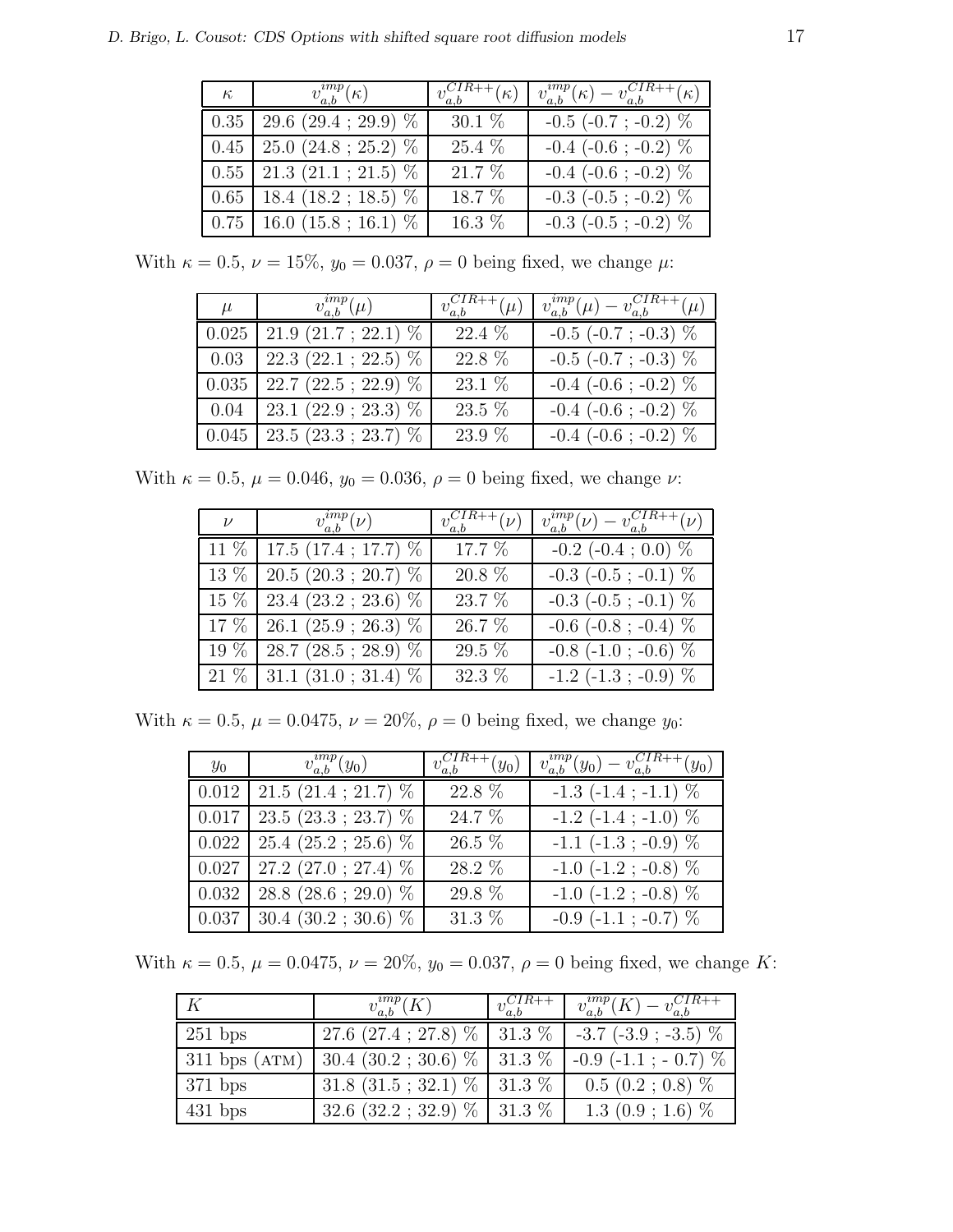| $\kappa$ | $v_{a,b}^{imp}(\kappa)$ | $v_{a,b}^{CIR++}(\kappa)$ | $v_{a,b}^{imp}(\kappa) - v_{a,b}^{CIR++}(\kappa)$ |
|---|---|---|---|
| 0.35 | 29.6 (29.4 ; 29.9) % | 30.1 % | -0.5 (-0.7 ; -0.2) % |
| 0.45 | 25.0 (24.8 ; 25.2) % | 25.4 % | -0.4 (-0.6 ; -0.2) % |
| 0.55 | 21.3 (21.1 ; 21.5) % | 21.7 % | -0.4 (-0.6 ; -0.2) % |
| 0.65 | 18.4 (18.2 ; 18.5) % | 18.7 % | -0.3 (-0.5 ; -0.2) % |
| 0.75 | 16.0 (15.8 ; 16.1) % | 16.3 % | -0.3 (-0.5 ; -0.2) % |

With $\kappa = 0.5$, $\nu = 15\%$, $y_0 = 0.037$, $\rho = 0$ being fixed, we change $\mu$:

| $\mu$ | $v_{a,b}^{imp}(\mu)$ | $v_{a,b}^{CIR++}(\mu)$ | $v_{a,b}^{imp}(\mu) - v_{a,b}^{CIR++}(\mu)$ |
|---|---|---|---|
| 0.025 | 21.9 (21.7 ; 22.1) % | 22.4 % | -0.5 (-0.7 ; -0.3) % |
| 0.03 | 22.3 (22.1 ; 22.5) % | 22.8 % | -0.5 (-0.7 ; -0.3) % |
| 0.035 | 22.7 (22.5 ; 22.9) % | 23.1 % | -0.4 (-0.6 ; -0.2) % |
| 0.04 | 23.1 (22.9 ; 23.3) % | 23.5 % | -0.4 (-0.6 ; -0.2) % |
| 0.045 | 23.5 (23.3 ; 23.7) % | 23.9 % | -0.4 (-0.6 ; -0.2) % |

With $\kappa = 0.5$, $\mu = 0.046$, $y_0 = 0.036$, $\rho = 0$ being fixed, we change $\nu$:

| $\nu$ | $v_{a,b}^{imp}(\nu)$ | $v_{a,b}^{CIR++}(\nu)$ | $v_{a,b}^{imp}(\nu) - v_{a,b}^{CIR++}(\nu)$ |
|---|---|---|---|
| 11 % | 17.5 (17.4 ; 17.7) % | 17.7 % | -0.2 (-0.4 ; 0.0) % |
| 13 % | 20.5 (20.3 ; 20.7) % | 20.8 % | -0.3 (-0.5 ; -0.1) % |
| 15 % | 23.4 (23.2 ; 23.6) % | 23.7 % | -0.3 (-0.5 ; -0.1) % |
| 17 % | 26.1 (25.9 ; 26.3) % | 26.7 % | -0.6 (-0.8 ; -0.4) % |
| 19 % | 28.7 (28.5 ; 28.9) % | 29.5 % | -0.8 (-1.0 ; -0.6) % |
| 21 % | 31.1 (31.0 ; 31.4) % | 32.3 % | -1.2 (-1.3 ; -0.9) % |

With $\kappa = 0.5$, $\mu = 0.0475$, $\nu = 20\%$, $\rho = 0$ being fixed, we change $y_0$:

| $y_0$ | $v_{a,b}^{imp}(y_0)$ | $v_{a,b}^{CIR++}(y_0)$ | $v_{a,b}^{imp}(y_0) - v_{a,b}^{CIR++}(y_0)$ |
|---|---|---|---|
| 0.012 | 21.5 (21.4 ; 21.7) % | 22.8 % | -1.3 (-1.4 ; -1.1) % |
| 0.017 | 23.5 (23.3 ; 23.7) % | 24.7 % | -1.2 (-1.4 ; -1.0) % |
| 0.022 | 25.4 (25.2 ; 25.6) % | 26.5 % | -1.1 (-1.3 ; -0.9) % |
| 0.027 | 27.2 (27.0 ; 27.4) % | 28.2 % | -1.0 (-1.2 ; -0.8) % |
| 0.032 | 28.8 (28.6 ; 29.0) % | 29.8 % | -1.0 (-1.2 ; -0.8) % |
| 0.037 | 30.4 (30.2 ; 30.6) % | 31.3 % | -0.9 (-1.1 ; -0.7) % |

With $\kappa = 0.5$, $\mu = 0.0475$, $\nu = 20\%$, $y_0 = 0.037$, $\rho = 0$ being fixed, we change $K$:

| $K$ | $v_{a,b}^{imp}(K)$ | $v_{a,b}^{CIR++}$ | $v_{a,b}^{imp}(K) - v_{a,b}^{CIR++}$ |
|---|---|---|---|
| 251 bps | 27.6 (27.4 ; 27.8) % | 31.3 % | -3.7 (-3.9 ; -3.5) % |
| 311 bps (ATM) | 30.4 (30.2 ; 30.6) % | 31.3 % | -0.9 (-1.1 ; - 0.7) % |
| 371 bps | 31.8 (31.5 ; 32.1) % | 31.3 % | 0.5 (0.2 ; 0.8) % |
| 431 bps | 32.6 (32.2 ; 32.9) % | 31.3 % | 1.3 (0.9 ; 1.6) % |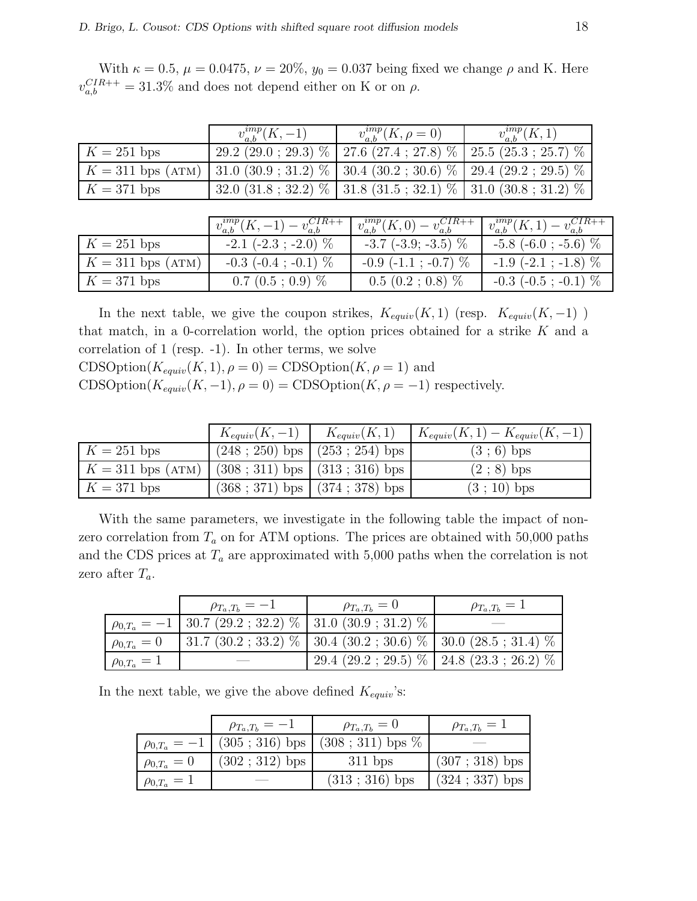With $\kappa = 0.5$, $\mu = 0.0475$, $\nu = 20\%$, $y_0 = 0.037$ being fixed we change $\rho$ and K. Here $v_{a,b}^{CIR++} = 31.3\%$ and does not depend either on K or on $\rho$.

| | $v_{a,b}^{imp}(K,-1)$ | $v_{a,b}^{imp}(K,\rho=0)$ | $v_{a,b}^{imp}(K,1)$ |
|---|---|---|---|
| $K = 251$ bps | 29.2 (29.0 ; 29.3) % | 27.6 (27.4 ; 27.8) % | 25.5 (25.3 ; 25.7) % |
| $K = 311$ bps (ATM) | 31.0 (30.9 ; 31.2) % | 30.4 (30.2 ; 30.6) % | 29.4 (29.2 ; 29.5) % |
| $K = 371$ bps | 32.0 (31.8 ; 32.2) % | 31.8 (31.5 ; 32.1) % | 31.0 (30.8 ; 31.2) % |

| | $v_{a,b}^{imp}(K,-1) - v_{a,b}^{CIR++}$ | $v_{a,b}^{imp}(K,0) - v_{a,b}^{CIR++}$ | $v_{a,b}^{imp}(K,1) - v_{a,b}^{CIR++}$ |
|---|---|---|---|
| $K = 251$ bps | -2.1 (-2.3 ; -2.0) % | -3.7 (-3.9; -3.5) % | -5.8 (-6.0 ; -5.6) % |
| $K = 311$ bps (ATM) | -0.3 (-0.4 ; -0.1) % | -0.9 (-1.1 ; -0.7) % | -1.9 (-2.1 ; -1.8) % |
| $K = 371$ bps | 0.7 (0.5 ; 0.9) % | 0.5 (0.2 ; 0.8) % | -0.3 (-0.5 ; -0.1) % |

In the next table, we give the coupon strikes, $K_{equiv}(K,1)$ (resp. $K_{equiv}(K,-1)$ ) that match, in a 0-correlation world, the option prices obtained for a strike $K$ and a correlation of 1 (resp. -1). In other terms, we solve
$\text{CDSOption}(K_{equiv}(K,1), \rho = 0) = \text{CDSOption}(K, \rho = 1)$ and
$\text{CDSOption}(K_{equiv}(K,-1), \rho = 0) = \text{CDSOption}(K, \rho = -1)$ respectively.

| | $K_{equiv}(K,-1)$ | $K_{equiv}(K,1)$ | $K_{equiv}(K,1) - K_{equiv}(K,-1)$ |
|---|---|---|---|
| $K = 251$ bps | (248 ; 250) bps | (253 ; 254) bps | (3 ; 6) bps |
| $K = 311$ bps (ATM) | (308 ; 311) bps | (313 ; 316) bps | (2 ; 8) bps |
| $K = 371$ bps | (368 ; 371) bps | (374 ; 378) bps | (3 ; 10) bps |

With the same parameters, we investigate in the following table the impact of non-zero correlation from $T_a$ on for ATM options. The prices are obtained with 50,000 paths and the CDS prices at $T_a$ are approximated with 5,000 paths when the correlation is not zero after $T_a$.

| | $\rho_{T_a,T_b} = -1$ | $\rho_{T_a,T_b} = 0$ | $\rho_{T_a,T_b} = 1$ |
|---|---|---|---|
| $\rho_{0,T_a} = -1$ | 30.7 (29.2 ; 32.2) % | 31.0 (30.9 ; 31.2) % | — |
| $\rho_{0,T_a} = 0$ | 31.7 (30.2 ; 33.2) % | 30.4 (30.2 ; 30.6) % | 30.0 (28.5 ; 31.4) % |
| $\rho_{0,T_a} = 1$ | — | 29.4 (29.2 ; 29.5) % | 24.8 (23.3 ; 26.2) % |

In the next table, we give the above defined $K_{equiv}$'s:

| | $\rho_{T_a,T_b} = -1$ | $\rho_{T_a,T_b} = 0$ | $\rho_{T_a,T_b} = 1$ |
|---|---|---|---|
| $\rho_{0,T_a} = -1$ | (305 ; 316) bps | (308 ; 311) bps % | — |
| $\rho_{0,T_a} = 0$ | (302 ; 312) bps | 311 bps | (307 ; 318) bps |
| $\rho_{0,T_a} = 1$ | — | (313 ; 316) bps | (324 ; 337) bps |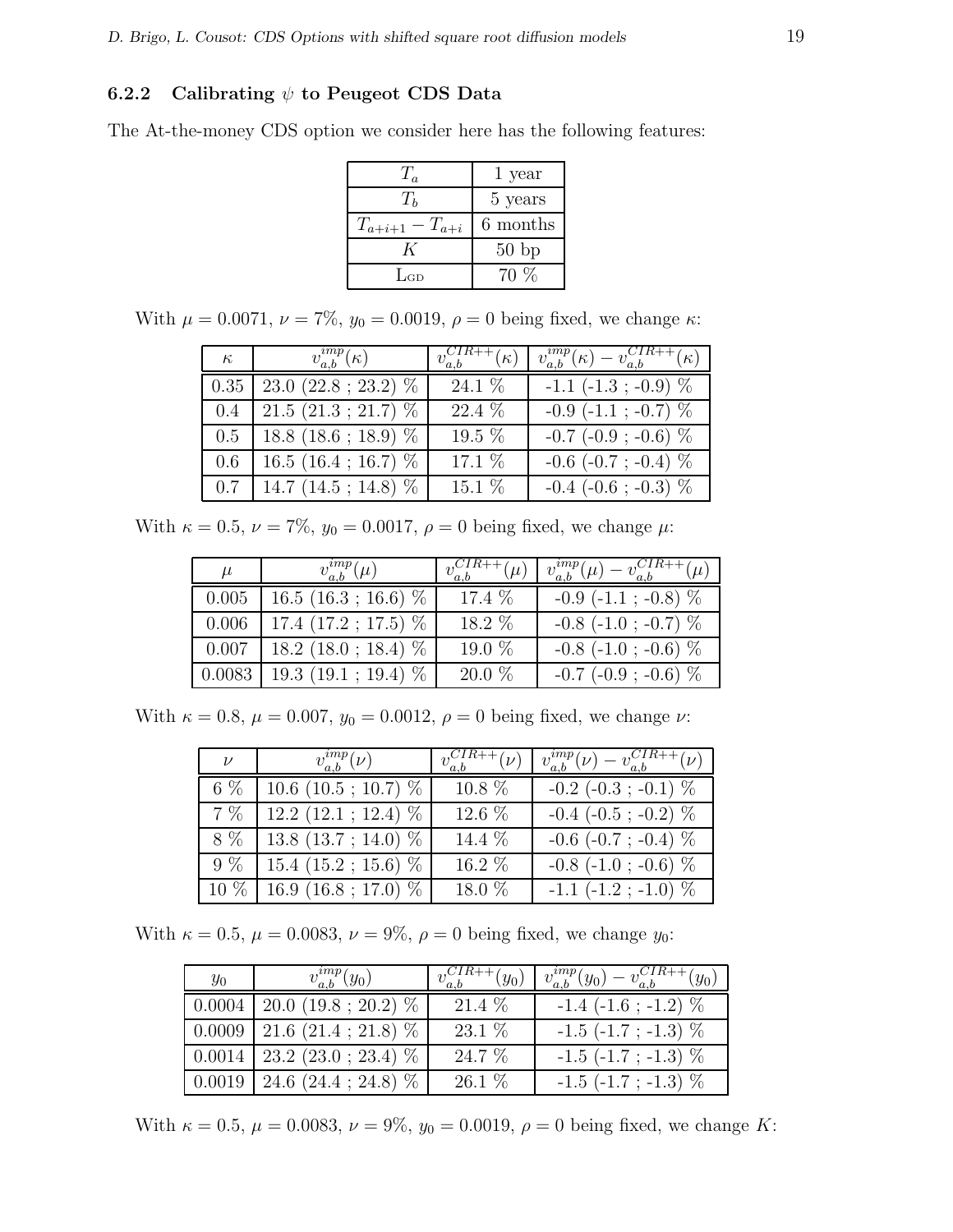### 6.2.2 Calibrating $\psi$ to Peugeot CDS Data

The At-the-money CDS option we consider here has the following features:

| | |
|---|---|
| $T_a$ | 1 year |
| $T_b$ | 5 years |
| $T_{a+i+1} - T_{a+i}$ | 6 months |
| $K$ | 50 bp |
| $L_{GD}$ | 70 % |

With $\mu = 0.0071$, $\nu = 7\%$, $y_0 = 0.0019$, $\rho = 0$ being fixed, we change $\kappa$:

| $\kappa$ | $v_{a,b}^{imp}(\kappa)$ | $v_{a,b}^{CIR++}(\kappa)$ | $v_{a,b}^{imp}(\kappa) - v_{a,b}^{CIR++}(\kappa)$ |
|---|---|---|---|
| 0.35 | 23.0 (22.8 ; 23.2) % | 24.1 % | -1.1 (-1.3 ; -0.9) % |
| 0.4 | 21.5 (21.3 ; 21.7) % | 22.4 % | -0.9 (-1.1 ; -0.7) % |
| 0.5 | 18.8 (18.6 ; 18.9) % | 19.5 % | -0.7 (-0.9 ; -0.6) % |
| 0.6 | 16.5 (16.4 ; 16.7) % | 17.1 % | -0.6 (-0.7 ; -0.4) % |
| 0.7 | 14.7 (14.5 ; 14.8) % | 15.1 % | -0.4 (-0.6 ; -0.3) % |

With $\kappa = 0.5$, $\nu = 7\%$, $y_0 = 0.0017$, $\rho = 0$ being fixed, we change $\mu$:

| $\mu$ | $v_{a,b}^{imp}(\mu)$ | $v_{a,b}^{CIR++}(\mu)$ | $v_{a,b}^{imp}(\mu) - v_{a,b}^{CIR++}(\mu)$ |
|---|---|---|---|
| 0.005 | 16.5 (16.3 ; 16.6) % | 17.4 % | -0.9 (-1.1 ; -0.8) % |
| 0.006 | 17.4 (17.2 ; 17.5) % | 18.2 % | -0.8 (-1.0 ; -0.7) % |
| 0.007 | 18.2 (18.0 ; 18.4) % | 19.0 % | -0.8 (-1.0 ; -0.6) % |
| 0.0083 | 19.3 (19.1 ; 19.4) % | 20.0 % | -0.7 (-0.9 ; -0.6) % |

With $\kappa = 0.8$, $\mu = 0.007$, $y_0 = 0.0012$, $\rho = 0$ being fixed, we change $\nu$:

| $\nu$ | $v_{a,b}^{imp}(\nu)$ | $v_{a,b}^{CIR++}(\nu)$ | $v_{a,b}^{imp}(\nu) - v_{a,b}^{CIR++}(\nu)$ |
|---|---|---|---|
| 6 % | 10.6 (10.5 ; 10.7) % | 10.8 % | -0.2 (-0.3 ; -0.1) % |
| 7 % | 12.2 (12.1 ; 12.4) % | 12.6 % | -0.4 (-0.5 ; -0.2) % |
| 8 % | 13.8 (13.7 ; 14.0) % | 14.4 % | -0.6 (-0.7 ; -0.4) % |
| 9 % | 15.4 (15.2 ; 15.6) % | 16.2 % | -0.8 (-1.0 ; -0.6) % |
| 10 % | 16.9 (16.8 ; 17.0) % | 18.0 % | -1.1 (-1.2 ; -1.0) % |

With $\kappa = 0.5$, $\mu = 0.0083$, $\nu = 9\%$, $\rho = 0$ being fixed, we change $y_0$:

| $y_0$ | $v_{a,b}^{imp}(y_0)$ | $v_{a,b}^{CIR++}(y_0)$ | $v_{a,b}^{imp}(y_0) - v_{a,b}^{CIR++}(y_0)$ |
|---|---|---|---|
| 0.0004 | 20.0 (19.8 ; 20.2) % | 21.4 % | -1.4 (-1.6 ; -1.2) % |
| 0.0009 | 21.6 (21.4 ; 21.8) % | 23.1 % | -1.5 (-1.7 ; -1.3) % |
| 0.0014 | 23.2 (23.0 ; 23.4) % | 24.7 % | -1.5 (-1.7 ; -1.3) % |
| 0.0019 | 24.6 (24.4 ; 24.8) % | 26.1 % | -1.5 (-1.7 ; -1.3) % |

With $\kappa = 0.5$, $\mu = 0.0083$, $\nu = 9\%$, $y_0 = 0.0019$, $\rho = 0$ being fixed, we change $K$: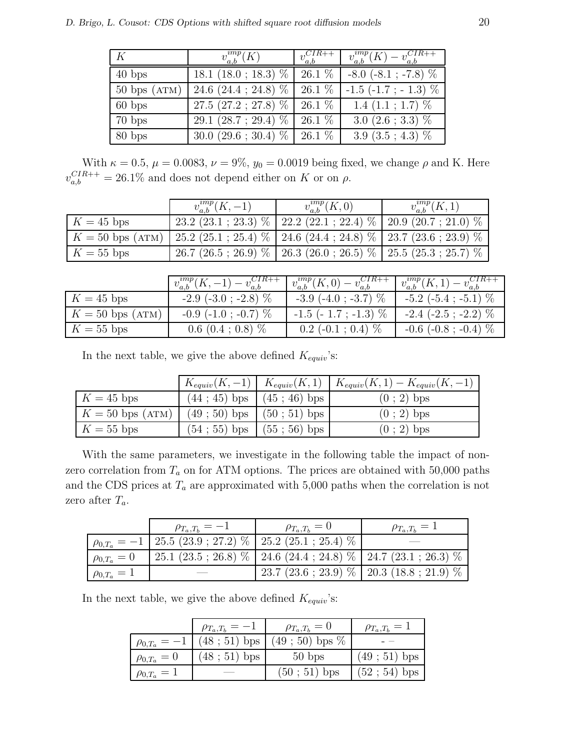| $K$ | $v_{a,b}^{imp}(K)$ | $v_{a,b}^{CIR++}$ | $v_{a,b}^{imp}(K) - v_{a,b}^{CIR++}$ |
|---|---|---|---|
| 40 bps | 18.1 (18.0 ; 18.3) % | 26.1 % | -8.0 (-8.1 ; -7.8) % |
| 50 bps (ATM) | 24.6 (24.4 ; 24.8) % | 26.1 % | -1.5 (-1.7 ; - 1.3) % |
| 60 bps | 27.5 (27.2 ; 27.8) % | 26.1 % | 1.4 (1.1 ; 1.7) % |
| 70 bps | 29.1 (28.7 ; 29.4) % | 26.1 % | 3.0 (2.6 ; 3.3) % |
| 80 bps | 30.0 (29.6 ; 30.4) % | 26.1 % | 3.9 (3.5 ; 4.3) % |

With $\kappa = 0.5$, $\mu = 0.0083$, $\nu = 9\%$, $y_0 = 0.0019$ being fixed, we change $\rho$ and K. Here $v_{a,b}^{CIR++} = 26.1\%$ and does not depend either on $K$ or on $\rho$.

| | $v_{a,b}^{imp}(K,-1)$ | $v_{a,b}^{imp}(K,0)$ | $v_{a,b}^{imp}(K,1)$ |
|---|---|---|---|
| $K = 45$ bps | 23.2 (23.1 ; 23.3) % | 22.2 (22.1 ; 22.4) % | 20.9 (20.7 ; 21.0) % |
| $K = 50$ bps (ATM) | 25.2 (25.1 ; 25.4) % | 24.6 (24.4 ; 24.8) % | 23.7 (23.6 ; 23.9) % |
| $K = 55$ bps | 26.7 (26.5 ; 26.9) % | 26.3 (26.0 ; 26.5) % | 25.5 (25.3 ; 25.7) % |

| | $v_{a,b}^{imp}(K,-1) - v_{a,b}^{CIR++}$ | $v_{a,b}^{imp}(K,0) - v_{a,b}^{CIR++}$ | $v_{a,b}^{imp}(K,1) - v_{a,b}^{CIR++}$ |
|---|---|---|---|
| $K = 45$ bps | -2.9 (-3.0 ; -2.8) % | -3.9 (-4.0 ; -3.7) % | -5.2 (-5.4 ; -5.1) % |
| $K = 50$ bps (ATM) | -0.9 (-1.0 ; -0.7) % | -1.5 (- 1.7 ; -1.3) % | -2.4 (-2.5 ; -2.2) % |
| $K = 55$ bps | 0.6 (0.4 ; 0.8) % | 0.2 (-0.1 ; 0.4) % | -0.6 (-0.8 ; -0.4) % |

In the next table, we give the above defined $K_{equiv}$'s:

| | $K_{equiv}(K,-1)$ | $K_{equiv}(K,1)$ | $K_{equiv}(K,1) - K_{equiv}(K,-1)$ |
|---|---|---|---|
| $K = 45$ bps | (44 ; 45) bps | (45 ; 46) bps | (0 ; 2) bps |
| $K = 50$ bps (ATM) | (49 ; 50) bps | (50 ; 51) bps | (0 ; 2) bps |
| $K = 55$ bps | (54 ; 55) bps | (55 ; 56) bps | (0 ; 2) bps |

With the same parameters, we investigate in the following table the impact of non-zero correlation from $T_a$ on for ATM options. The prices are obtained with 50,000 paths and the CDS prices at $T_a$ are approximated with 5,000 paths when the correlation is not zero after $T_a$.

| | $\rho_{T_a,T_b} = -1$ | $\rho_{T_a,T_b} = 0$ | $\rho_{T_a,T_b} = 1$ |
|---|---|---|---|
| $\rho_{0,T_a} = -1$ | 25.5 (23.9 ; 27.2) % | 25.2 (25.1 ; 25.4) % | — |
| $\rho_{0,T_a} = 0$ | 25.1 (23.5 ; 26.8) % | 24.6 (24.4 ; 24.8) % | 24.7 (23.1 ; 26.3) % |
| $\rho_{0,T_a} = 1$ | — | 23.7 (23.6 ; 23.9) % | 20.3 (18.8 ; 21.9) % |

In the next table, we give the above defined $K_{equiv}$'s:

| | $\rho_{T_a,T_b} = -1$ | $\rho_{T_a,T_b} = 0$ | $\rho_{T_a,T_b} = 1$ |
|---|---|---|---|
| $\rho_{0,T_a} = -1$ | (48 ; 51) bps | (49 ; 50) bps % | - - |
| $\rho_{0,T_a} = 0$ | (48 ; 51) bps | 50 bps | (49 ; 51) bps |
| $\rho_{0,T_a} = 1$ | — | (50 ; 51) bps | (52 ; 54) bps |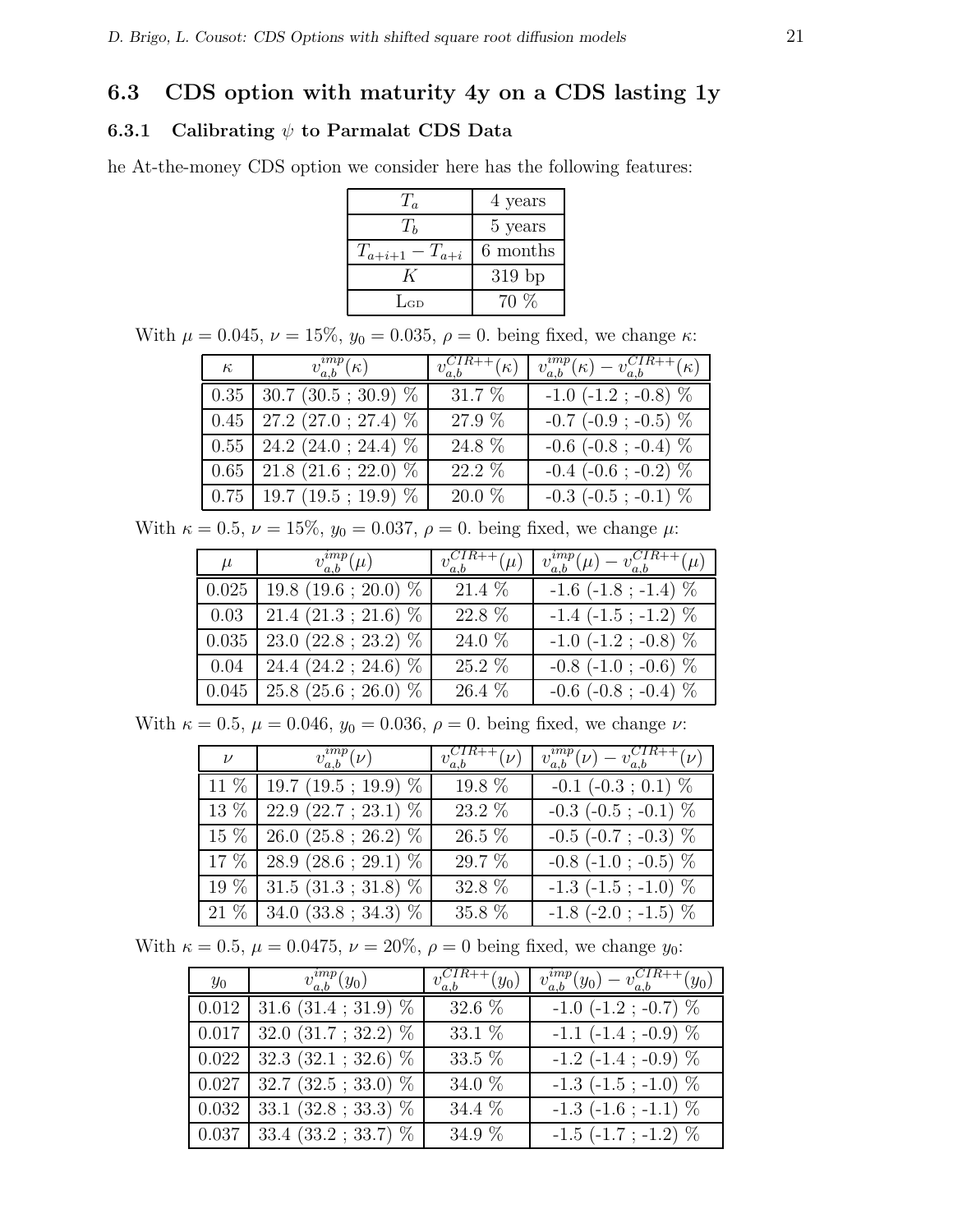## 6.3 CDS option with maturity 4y on a CDS lasting 1y

### 6.3.1 Calibrating $\psi$ to Parmalat CDS Data

he At-the-money CDS option we consider here has the following features:

| | |
|---|---|
| $T_a$ | 4 years |
| $T_b$ | 5 years |
| $T_{a+i+1} - T_{a+i}$ | 6 months |
| $K$ | 319 bp |
| LGD | 70 % |

With $\mu = 0.045$, $\nu = 15\%$, $y_0 = 0.035$, $\rho = 0.$ being fixed, we change $\kappa$:

| $\kappa$ | $v_{a,b}^{imp}(\kappa)$ | $v_{a,b}^{CIR++}(\kappa)$ | $v_{a,b}^{imp}(\kappa) - v_{a,b}^{CIR++}(\kappa)$ |
|---|---|---|---|
| 0.35 | 30.7 (30.5 ; 30.9) % | 31.7 % | -1.0 (-1.2 ; -0.8) % |
| 0.45 | 27.2 (27.0 ; 27.4) % | 27.9 % | -0.7 (-0.9 ; -0.5) % |
| 0.55 | 24.2 (24.0 ; 24.4) % | 24.8 % | -0.6 (-0.8 ; -0.4) % |
| 0.65 | 21.8 (21.6 ; 22.0) % | 22.2 % | -0.4 (-0.6 ; -0.2) % |
| 0.75 | 19.7 (19.5 ; 19.9) % | 20.0 % | -0.3 (-0.5 ; -0.1) % |

With $\kappa = 0.5$, $\nu = 15\%$, $y_0 = 0.037$, $\rho = 0.$ being fixed, we change $\mu$:

| $\mu$ | $v_{a,b}^{imp}(\mu)$ | $v_{a,b}^{CIR++}(\mu)$ | $v_{a,b}^{imp}(\mu) - v_{a,b}^{CIR++}(\mu)$ |
|---|---|---|---|
| 0.025 | 19.8 (19.6 ; 20.0) % | 21.4 % | -1.6 (-1.8 ; -1.4) % |
| 0.03 | 21.4 (21.3 ; 21.6) % | 22.8 % | -1.4 (-1.5 ; -1.2) % |
| 0.035 | 23.0 (22.8 ; 23.2) % | 24.0 % | -1.0 (-1.2 ; -0.8) % |
| 0.04 | 24.4 (24.2 ; 24.6) % | 25.2 % | -0.8 (-1.0 ; -0.6) % |
| 0.045 | 25.8 (25.6 ; 26.0) % | 26.4 % | -0.6 (-0.8 ; -0.4) % |

With $\kappa = 0.5$, $\mu = 0.046$, $y_0 = 0.036$, $\rho = 0.$ being fixed, we change $\nu$:

| $\nu$ | $v_{a,b}^{imp}(\nu)$ | $v_{a,b}^{CIR++}(\nu)$ | $v_{a,b}^{imp}(\nu) - v_{a,b}^{CIR++}(\nu)$ |
|---|---|---|---|
| 11 % | 19.7 (19.5 ; 19.9) % | 19.8 % | -0.1 (-0.3 ; 0.1) % |
| 13 % | 22.9 (22.7 ; 23.1) % | 23.2 % | -0.3 (-0.5 ; -0.1) % |
| 15 % | 26.0 (25.8 ; 26.2) % | 26.5 % | -0.5 (-0.7 ; -0.3) % |
| 17 % | 28.9 (28.6 ; 29.1) % | 29.7 % | -0.8 (-1.0 ; -0.5) % |
| 19 % | 31.5 (31.3 ; 31.8) % | 32.8 % | -1.3 (-1.5 ; -1.0) % |
| 21 % | 34.0 (33.8 ; 34.3) % | 35.8 % | -1.8 (-2.0 ; -1.5) % |

With $\kappa = 0.5$, $\mu = 0.0475$, $\nu = 20\%$, $\rho = 0$ being fixed, we change $y_0$:

| $y_0$ | $v_{a,b}^{imp}(y_0)$ | $v_{a,b}^{CIR++}(y_0)$ | $v_{a,b}^{imp}(y_0) - v_{a,b}^{CIR++}(y_0)$ |
|---|---|---|---|
| 0.012 | 31.6 (31.4 ; 31.9) % | 32.6 % | -1.0 (-1.2 ; -0.7) % |
| 0.017 | 32.0 (31.7 ; 32.2) % | 33.1 % | -1.1 (-1.4 ; -0.9) % |
| 0.022 | 32.3 (32.1 ; 32.6) % | 33.5 % | -1.2 (-1.4 ; -0.9) % |
| 0.027 | 32.7 (32.5 ; 33.0) % | 34.0 % | -1.3 (-1.5 ; -1.0) % |
| 0.032 | 33.1 (32.8 ; 33.3) % | 34.4 % | -1.3 (-1.6 ; -1.1) % |
| 0.037 | 33.4 (33.2 ; 33.7) % | 34.9 % | -1.5 (-1.7 ; -1.2) % |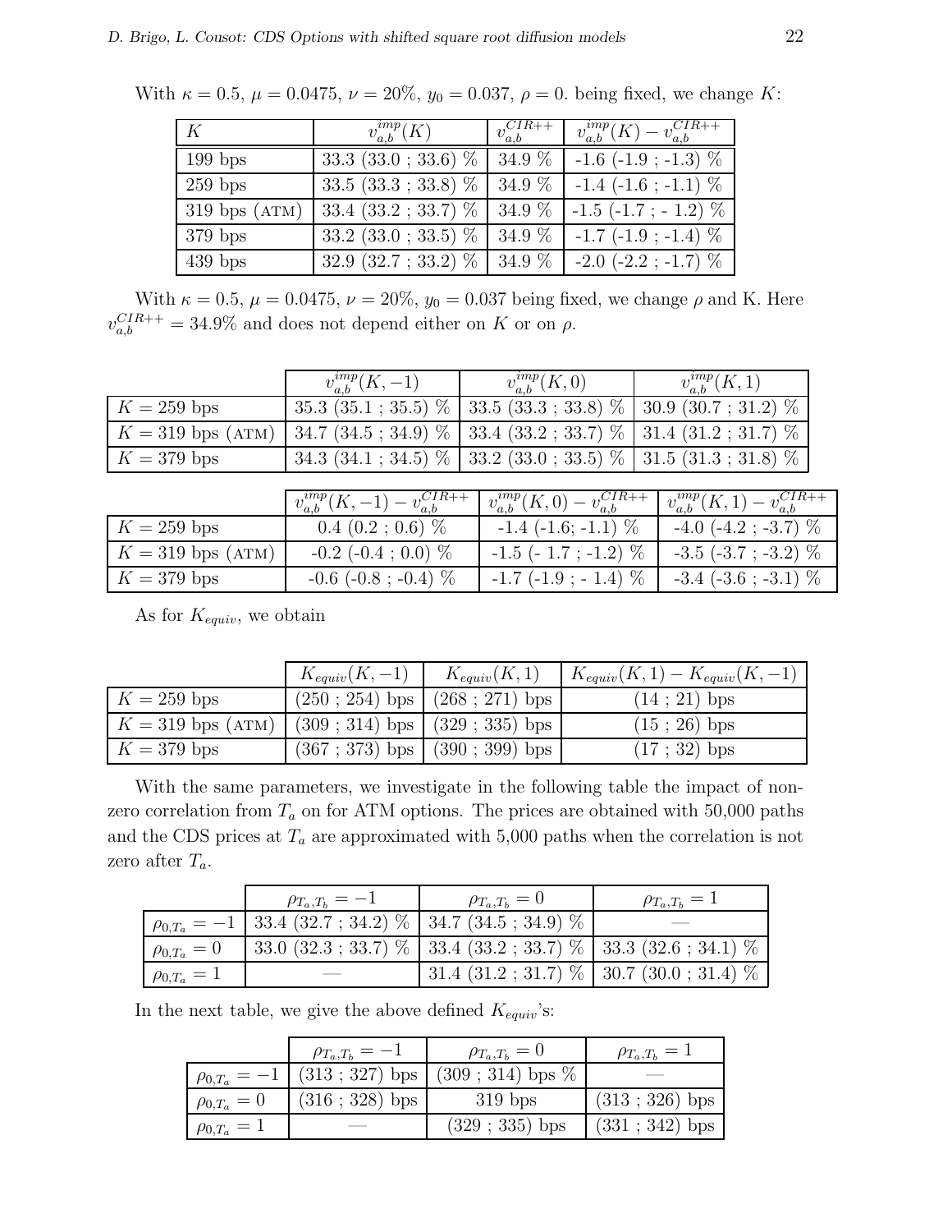With $\kappa = 0.5$, $\mu = 0.0475$, $\nu = 20\%$, $y_0 = 0.037$, $\rho = 0.$ being fixed, we change $K$:

| $K$ | $v_{a,b}^{imp}(K)$ | $v_{a,b}^{CIR++}$ | $v_{a,b}^{imp}(K) - v_{a,b}^{CIR++}$ |
|---|---|---|---|
| 199 bps | 33.3 (33.0 ; 33.6) % | 34.9 % | -1.6 (-1.9 ; -1.3) % |
| 259 bps | 33.5 (33.3 ; 33.8) % | 34.9 % | -1.4 (-1.6 ; -1.1) % |
| 319 bps (ATM) | 33.4 (33.2 ; 33.7) % | 34.9 % | -1.5 (-1.7 ; - 1.2) % |
| 379 bps | 33.2 (33.0 ; 33.5) % | 34.9 % | -1.7 (-1.9 ; -1.4) % |
| 439 bps | 32.9 (32.7 ; 33.2) % | 34.9 % | -2.0 (-2.2 ; -1.7) % |

With $\kappa = 0.5$, $\mu = 0.0475$, $\nu = 20\%$, $y_0 = 0.037$ being fixed, we change $\rho$ and K. Here $v_{a,b}^{CIR++} = 34.9\%$ and does not depend either on $K$ or on $\rho$.

| | $v_{a,b}^{imp}(K, -1)$ | $v_{a,b}^{imp}(K, 0)$ | $v_{a,b}^{imp}(K, 1)$ |
|---|---|---|---|
| $K = 259$ bps | 35.3 (35.1 ; 35.5) % | 33.5 (33.3 ; 33.8) % | 30.9 (30.7 ; 31.2) % |
| $K = 319$ bps (ATM) | 34.7 (34.5 ; 34.9) % | 33.4 (33.2 ; 33.7) % | 31.4 (31.2 ; 31.7) % |
| $K = 379$ bps | 34.3 (34.1 ; 34.5) % | 33.2 (33.0 ; 33.5) % | 31.5 (31.3 ; 31.8) % |

| | $v_{a,b}^{imp}(K, -1) - v_{a,b}^{CIR++}$ | $v_{a,b}^{imp}(K, 0) - v_{a,b}^{CIR++}$ | $v_{a,b}^{imp}(K, 1) - v_{a,b}^{CIR++}$ |
|---|---|---|---|
| $K = 259$ bps | 0.4 (0.2 ; 0.6) % | -1.4 (-1.6; -1.1) % | -4.0 (-4.2 ; -3.7) % |
| $K = 319$ bps (ATM) | -0.2 (-0.4 ; 0.0) % | -1.5 (- 1.7 ; -1.2) % | -3.5 (-3.7 ; -3.2) % |
| $K = 379$ bps | -0.6 (-0.8 ; -0.4) % | -1.7 (-1.9 ; - 1.4) % | -3.4 (-3.6 ; -3.1) % |

As for $K_{equiv}$, we obtain

| | $K_{equiv}(K, -1)$ | $K_{equiv}(K, 1)$ | $K_{equiv}(K, 1) - K_{equiv}(K, -1)$ |
|---|---|---|---|
| $K = 259$ bps | (250 ; 254) bps | (268 ; 271) bps | (14 ; 21) bps |
| $K = 319$ bps (ATM) | (309 ; 314) bps | (329 ; 335) bps | (15 ; 26) bps |
| $K = 379$ bps | (367 ; 373) bps | (390 ; 399) bps | (17 ; 32) bps |

With the same parameters, we investigate in the following table the impact of non-zero correlation from $T_a$ on for ATM options. The prices are obtained with 50,000 paths and the CDS prices at $T_a$ are approximated with 5,000 paths when the correlation is not zero after $T_a$.

| | $\rho_{T_a,T_b} = -1$ | $\rho_{T_a,T_b} = 0$ | $\rho_{T_a,T_b} = 1$ |
|---|---|---|---|
| $\rho_{0,T_a} = -1$ | 33.4 (32.7 ; 34.2) % | 34.7 (34.5 ; 34.9) % | — |
| $\rho_{0,T_a} = 0$ | 33.0 (32.3 ; 33.7) % | 33.4 (33.2 ; 33.7) % | 33.3 (32.6 ; 34.1) % |
| $\rho_{0,T_a} = 1$ | — | 31.4 (31.2 ; 31.7) % | 30.7 (30.0 ; 31.4) % |

In the next table, we give the above defined $K_{equiv}$'s:

| | $\rho_{T_a,T_b} = -1$ | $\rho_{T_a,T_b} = 0$ | $\rho_{T_a,T_b} = 1$ |
|---|---|---|---|
| $\rho_{0,T_a} = -1$ | (313 ; 327) bps | (309 ; 314) bps % | — |
| $\rho_{0,T_a} = 0$ | (316 ; 328) bps | 319 bps | (313 ; 326) bps |
| $\rho_{0,T_a} = 1$ | — | (329 ; 335) bps | (331 ; 342) bps |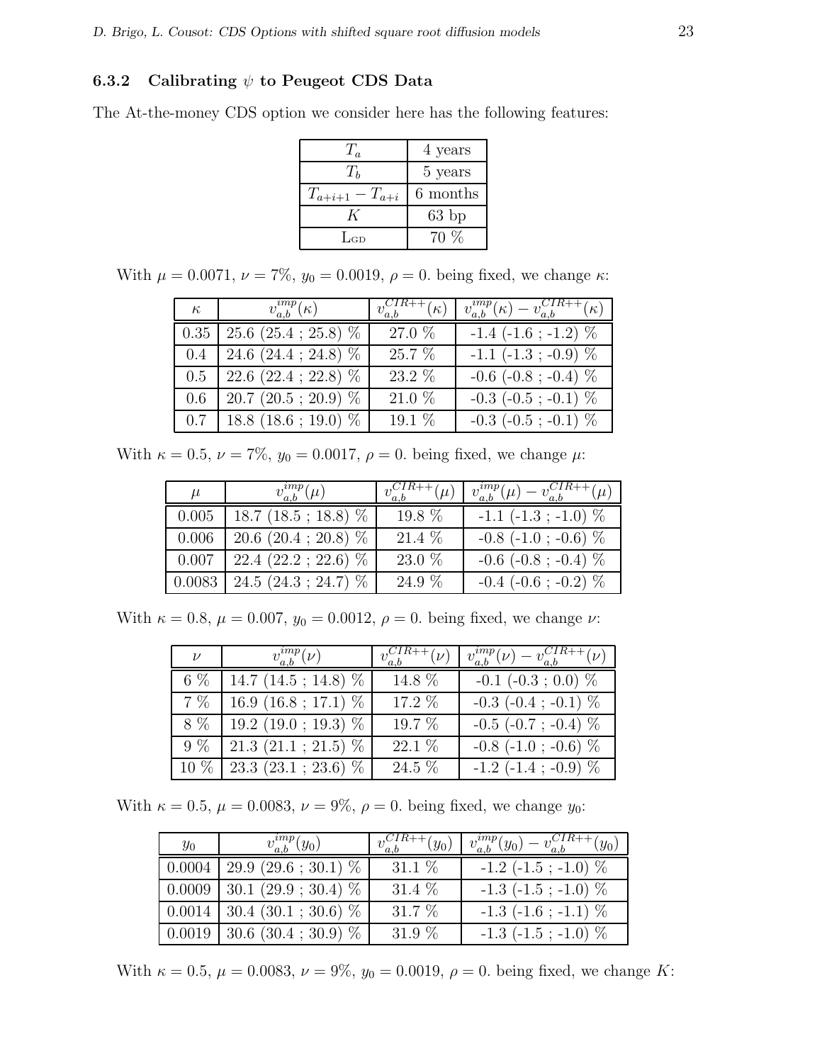### 6.3.2 Calibrating $\psi$ to Peugeot CDS Data

The At-the-money CDS option we consider here has the following features:

| | |
|---|---|
| $T_a$ | 4 years |
| $T_b$ | 5 years |
| $T_{a+i+1} - T_{a+i}$ | 6 months |
| $K$ | 63 bp |
| $\text{L}_{\text{GD}}$ | 70 % |

With $\mu = 0.0071$, $\nu = 7\%$, $y_0 = 0.0019$, $\rho = 0.$ being fixed, we change $\kappa$:

| $\kappa$ | $v_{a,b}^{imp}(\kappa)$ | $v_{a,b}^{CIR++}(\kappa)$ | $v_{a,b}^{imp}(\kappa) - v_{a,b}^{CIR++}(\kappa)$ |
|---|---|---|---|
| 0.35 | 25.6 (25.4 ; 25.8) % | 27.0 % | -1.4 (-1.6 ; -1.2) % |
| 0.4 | 24.6 (24.4 ; 24.8) % | 25.7 % | -1.1 (-1.3 ; -0.9) % |
| 0.5 | 22.6 (22.4 ; 22.8) % | 23.2 % | -0.6 (-0.8 ; -0.4) % |
| 0.6 | 20.7 (20.5 ; 20.9) % | 21.0 % | -0.3 (-0.5 ; -0.1) % |
| 0.7 | 18.8 (18.6 ; 19.0) % | 19.1 % | -0.3 (-0.5 ; -0.1) % |

With $\kappa = 0.5$, $\nu = 7\%$, $y_0 = 0.0017$, $\rho = 0.$ being fixed, we change $\mu$:

| $\mu$ | $v_{a,b}^{imp}(\mu)$ | $v_{a,b}^{CIR++}(\mu)$ | $v_{a,b}^{imp}(\mu) - v_{a,b}^{CIR++}(\mu)$ |
|---|---|---|---|
| 0.005 | 18.7 (18.5 ; 18.8) % | 19.8 % | -1.1 (-1.3 ; -1.0) % |
| 0.006 | 20.6 (20.4 ; 20.8) % | 21.4 % | -0.8 (-1.0 ; -0.6) % |
| 0.007 | 22.4 (22.2 ; 22.6) % | 23.0 % | -0.6 (-0.8 ; -0.4) % |
| 0.0083 | 24.5 (24.3 ; 24.7) % | 24.9 % | -0.4 (-0.6 ; -0.2) % |

With $\kappa = 0.8$, $\mu = 0.007$, $y_0 = 0.0012$, $\rho = 0.$ being fixed, we change $\nu$:

| $\nu$ | $v_{a,b}^{imp}(\nu)$ | $v_{a,b}^{CIR++}(\nu)$ | $v_{a,b}^{imp}(\nu) - v_{a,b}^{CIR++}(\nu)$ |
|---|---|---|---|
| 6 % | 14.7 (14.5 ; 14.8) % | 14.8 % | -0.1 (-0.3 ; 0.0) % |
| 7 % | 16.9 (16.8 ; 17.1) % | 17.2 % | -0.3 (-0.4 ; -0.1) % |
| 8 % | 19.2 (19.0 ; 19.3) % | 19.7 % | -0.5 (-0.7 ; -0.4) % |
| 9 % | 21.3 (21.1 ; 21.5) % | 22.1 % | -0.8 (-1.0 ; -0.6) % |
| 10 % | 23.3 (23.1 ; 23.6) % | 24.5 % | -1.2 (-1.4 ; -0.9) % |

With $\kappa = 0.5$, $\mu = 0.0083$, $\nu = 9\%$, $\rho = 0.$ being fixed, we change $y_0$:

| $y_0$ | $v_{a,b}^{imp}(y_0)$ | $v_{a,b}^{CIR++}(y_0)$ | $v_{a,b}^{imp}(y_0) - v_{a,b}^{CIR++}(y_0)$ |
|---|---|---|---|
| 0.0004 | 29.9 (29.6 ; 30.1) % | 31.1 % | -1.2 (-1.5 ; -1.0) % |
| 0.0009 | 30.1 (29.9 ; 30.4) % | 31.4 % | -1.3 (-1.5 ; -1.0) % |
| 0.0014 | 30.4 (30.1 ; 30.6) % | 31.7 % | -1.3 (-1.6 ; -1.1) % |
| 0.0019 | 30.6 (30.4 ; 30.9) % | 31.9 % | -1.3 (-1.5 ; -1.0) % |

With $\kappa = 0.5$, $\mu = 0.0083$, $\nu = 9\%$, $y_0 = 0.0019$, $\rho = 0.$ being fixed, we change $K$: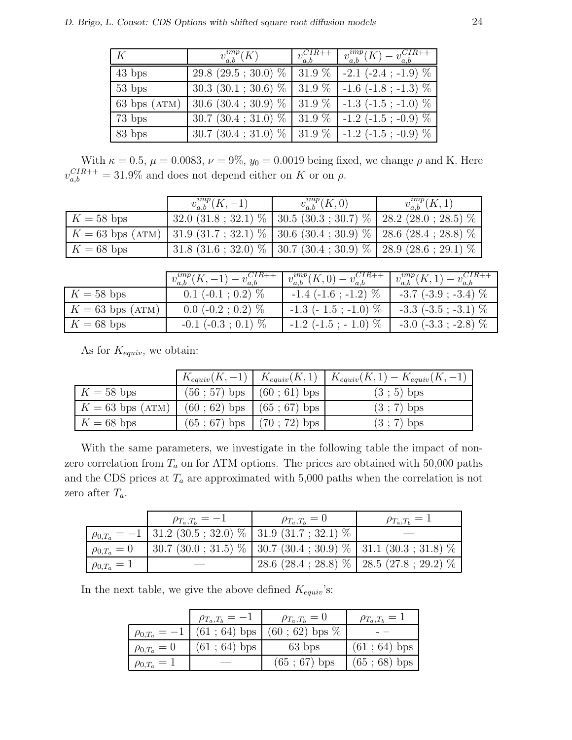| $K$ | $v_{a,b}^{imp}(K)$ | $v_{a,b}^{CIR++}$ | $v_{a,b}^{imp}(K) - v_{a,b}^{CIR++}$ |
|---|---|---|---|
| 43 bps | 29.8 (29.5 ; 30.0) % | 31.9 % | -2.1 (-2.4 ; -1.9) % |
| 53 bps | 30.3 (30.1 ; 30.6) % | 31.9 % | -1.6 (-1.8 ; -1.3) % |
| 63 bps (ATM) | 30.6 (30.4 ; 30.9) % | 31.9 % | -1.3 (-1.5 ; -1.0) % |
| 73 bps | 30.7 (30.4 ; 31.0) % | 31.9 % | -1.2 (-1.5 ; -0.9) % |
| 83 bps | 30.7 (30.4 ; 31.0) % | 31.9 % | -1.2 (-1.5 ; -0.9) % |

With $\kappa = 0.5$, $\mu = 0.0083$, $\nu = 9\%$, $y_0 = 0.0019$ being fixed, we change $\rho$ and K. Here $v_{a,b}^{CIR++} = 31.9\%$ and does not depend either on $K$ or on $\rho$.

| | $v_{a,b}^{imp}(K,-1)$ | $v_{a,b}^{imp}(K,0)$ | $v_{a,b}^{imp}(K,1)$ |
|---|---|---|---|
| $K = 58$ bps | 32.0 (31.8 ; 32.1) % | 30.5 (30.3 ; 30.7) % | 28.2 (28.0 ; 28.5) % |
| $K = 63$ bps (ATM) | 31.9 (31.7 ; 32.1) % | 30.6 (30.4 ; 30.9) % | 28.6 (28.4 ; 28.8) % |
| $K = 68$ bps | 31.8 (31.6 ; 32.0) % | 30.7 (30.4 ; 30.9) % | 28.9 (28.6 ; 29.1) % |

| | $v_{a,b}^{imp}(K,-1) - v_{a,b}^{CIR++}$ | $v_{a,b}^{imp}(K,0) - v_{a,b}^{CIR++}$ | $v_{a,b}^{imp}(K,1) - v_{a,b}^{CIR++}$ |
|---|---|---|---|
| $K = 58$ bps | 0.1 (-0.1 ; 0.2) % | -1.4 (-1.6 ; -1.2) % | -3.7 (-3.9 ; -3.4) % |
| $K = 63$ bps (ATM) | 0.0 (-0.2 ; 0.2) % | -1.3 (- 1.5 ; -1.0) % | -3.3 (-3.5 ; -3.1) % |
| $K = 68$ bps | -0.1 (-0.3 ; 0.1) % | -1.2 (-1.5 ; - 1.0) % | -3.0 (-3.3 ; -2.8) % |

As for $K_{equiv}$, we obtain:

| | $K_{equiv}(K,-1)$ | $K_{equiv}(K,1)$ | $K_{equiv}(K,1) - K_{equiv}(K,-1)$ |
|---|---|---|---|
| $K = 58$ bps | (56 ; 57) bps | (60 ; 61) bps | (3 ; 5) bps |
| $K = 63$ bps (ATM) | (60 ; 62) bps | (65 ; 67) bps | (3 ; 7) bps |
| $K = 68$ bps | (65 ; 67) bps | (70 ; 72) bps | (3 ; 7) bps |

With the same parameters, we investigate in the following table the impact of non-zero correlation from $T_a$ on for ATM options. The prices are obtained with 50,000 paths and the CDS prices at $T_a$ are approximated with 5,000 paths when the correlation is not zero after $T_a$.

| | $\rho_{T_a,T_b} = -1$ | $\rho_{T_a,T_b} = 0$ | $\rho_{T_a,T_b} = 1$ |
|---|---|---|---|
| $\rho_{0,T_a} = -1$ | 31.2 (30.5 ; 32.0) % | 31.9 (31.7 ; 32.1) % | — |
| $\rho_{0,T_a} = 0$ | 30.7 (30.0 ; 31.5) % | 30.7 (30.4 ; 30.9) % | 31.1 (30.3 ; 31.8) % |
| $\rho_{0,T_a} = 1$ | — | 28.6 (28.4 ; 28.8) % | 28.5 (27.8 ; 29.2) % |

In the next table, we give the above defined $K_{equiv}$'s:

| | $\rho_{T_a,T_b} = -1$ | $\rho_{T_a,T_b} = 0$ | $\rho_{T_a,T_b} = 1$ |
|---|---|---|---|
| $\rho_{0,T_a} = -1$ | (61 ; 64) bps | (60 ; 62) bps % | - - |
| $\rho_{0,T_a} = 0$ | (61 ; 64) bps | 63 bps | (61 ; 64) bps |
| $\rho_{0,T_a} = 1$ | — | (65 ; 67) bps | (65 ; 68) bps |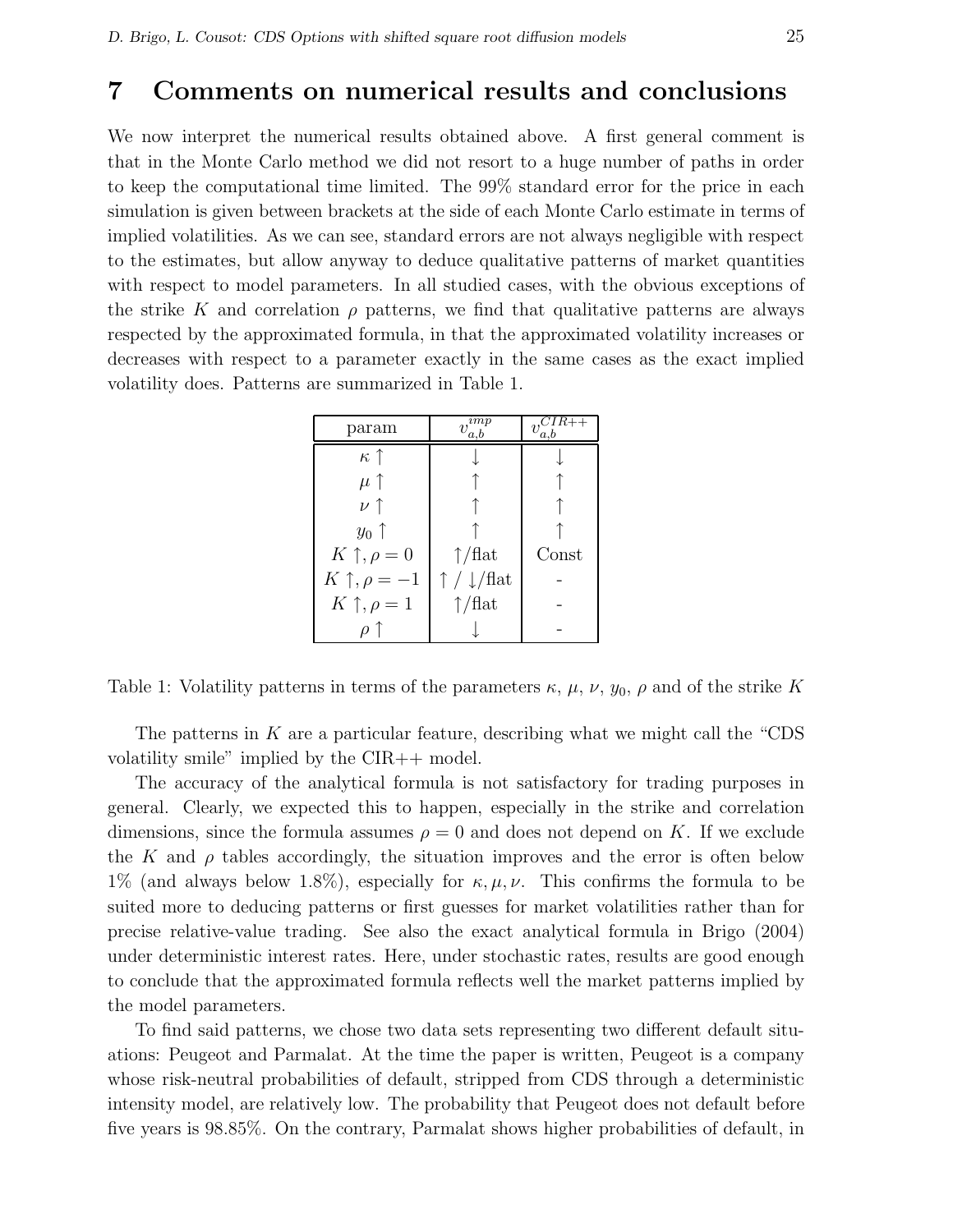# 7 Comments on numerical results and conclusions

We now interpret the numerical results obtained above. A first general comment is that in the Monte Carlo method we did not resort to a huge number of paths in order to keep the computational time limited. The 99% standard error for the price in each simulation is given between brackets at the side of each Monte Carlo estimate in terms of implied volatilities. As we can see, standard errors are not always negligible with respect to the estimates, but allow anyway to deduce qualitative patterns of market quantities with respect to model parameters. In all studied cases, with the obvious exceptions of the strike $K$ and correlation $\rho$ patterns, we find that qualitative patterns are always respected by the approximated formula, in that the approximated volatility increases or decreases with respect to a parameter exactly in the same cases as the exact implied volatility does. Patterns are summarized in Table 1.

| param | $v_{a,b}^{imp}$ | $v_{a,b}^{CIR++}$ |
|---|---|---|
| $\kappa \uparrow$ | $\downarrow$ | $\downarrow$ |
| $\mu \uparrow$ | $\uparrow$ | $\uparrow$ |
| $\nu \uparrow$ | $\uparrow$ | $\uparrow$ |
| $y_0 \uparrow$ | $\uparrow$ | $\uparrow$ |
| $K \uparrow, \rho = 0$ | $\uparrow$/flat | Const |
| $K \uparrow, \rho = -1$ | $\uparrow$ / $\downarrow$/flat | - |
| $K \uparrow, \rho = 1$ | $\uparrow$/flat | - |
| $\rho \uparrow$ | $\downarrow$ | - |

Table 1: Volatility patterns in terms of the parameters $\kappa$, $\mu$, $\nu$, $y_0$, $\rho$ and of the strike $K$

The patterns in $K$ are a particular feature, describing what we might call the "CDS volatility smile" implied by the CIR++ model.

The accuracy of the analytical formula is not satisfactory for trading purposes in general. Clearly, we expected this to happen, especially in the strike and correlation dimensions, since the formula assumes $\rho = 0$ and does not depend on $K$. If we exclude the $K$ and $\rho$ tables accordingly, the situation improves and the error is often below 1% (and always below 1.8%), especially for $\kappa, \mu, \nu$. This confirms the formula to be suited more to deducing patterns or first guesses for market volatilities rather than for precise relative-value trading. See also the exact analytical formula in Brigo (2004) under deterministic interest rates. Here, under stochastic rates, results are good enough to conclude that the approximated formula reflects well the market patterns implied by the model parameters.

To find said patterns, we chose two data sets representing two different default situations: Peugeot and Parmalat. At the time the paper is written, Peugeot is a company whose risk-neutral probabilities of default, stripped from CDS through a deterministic intensity model, are relatively low. The probability that Peugeot does not default before five years is 98.85%. On the contrary, Parmalat shows higher probabilities of default, in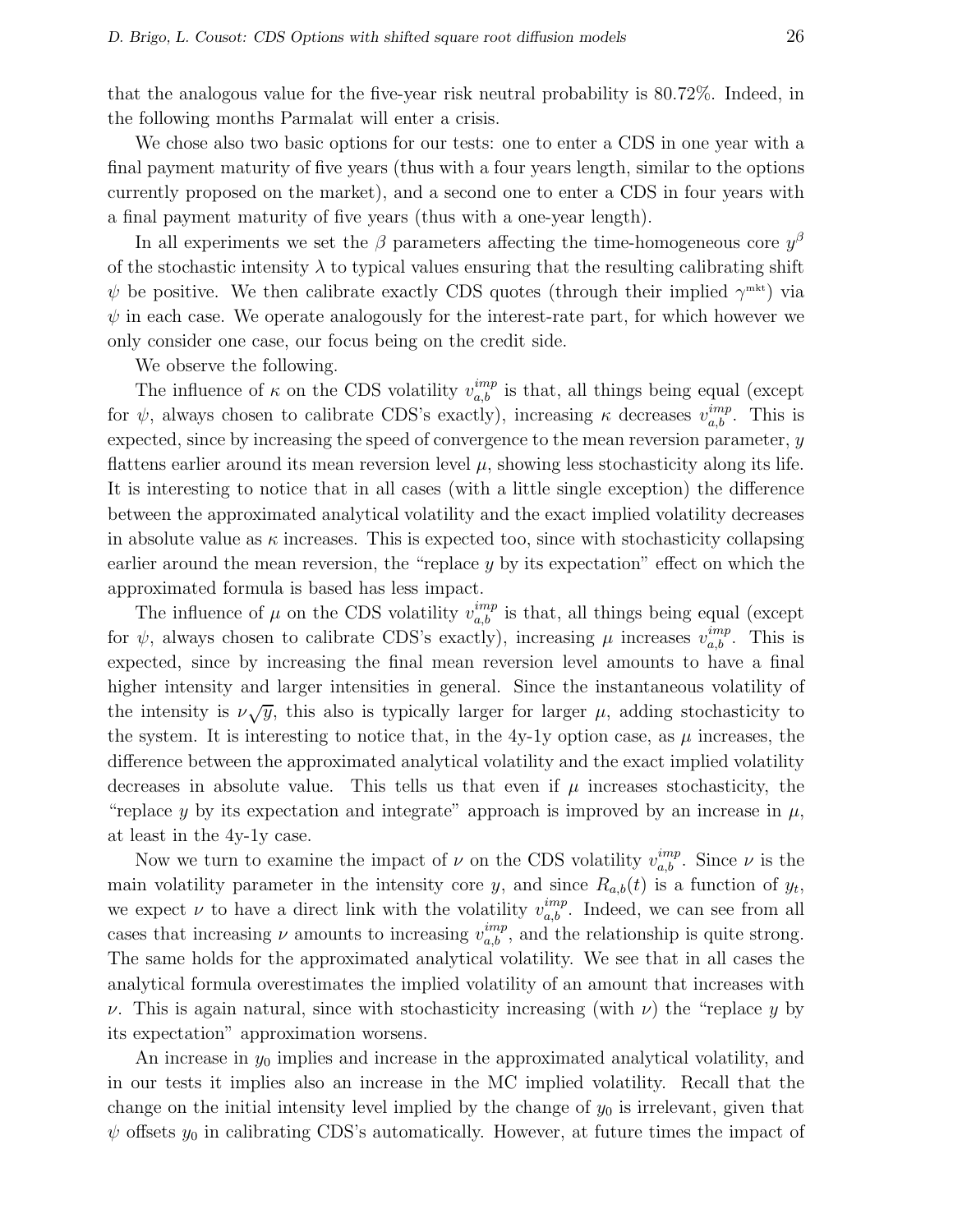that the analogous value for the five-year risk neutral probability is 80.72%. Indeed, in the following months Parmalat will enter a crisis.

We chose also two basic options for our tests: one to enter a CDS in one year with a final payment maturity of five years (thus with a four years length, similar to the options currently proposed on the market), and a second one to enter a CDS in four years with a final payment maturity of five years (thus with a one-year length).

In all experiments we set the $\beta$ parameters affecting the time-homogeneous core $y^\beta$ of the stochastic intensity $\lambda$ to typical values ensuring that the resulting calibrating shift $\psi$ be positive. We then calibrate exactly CDS quotes (through their implied $\gamma^{\text{mkt}}$) via $\psi$ in each case. We operate analogously for the interest-rate part, for which however we only consider one case, our focus being on the credit side.

We observe the following.

The influence of $\kappa$ on the CDS volatility $v_{a,b}^{imp}$ is that, all things being equal (except for $\psi$, always chosen to calibrate CDS's exactly), increasing $\kappa$ decreases $v_{a,b}^{imp}$. This is expected, since by increasing the speed of convergence to the mean reversion parameter, $y$ flattens earlier around its mean reversion level $\mu$, showing less stochasticity along its life. It is interesting to notice that in all cases (with a little single exception) the difference between the approximated analytical volatility and the exact implied volatility decreases in absolute value as $\kappa$ increases. This is expected too, since with stochasticity collapsing earlier around the mean reversion, the "replace $y$ by its expectation" effect on which the approximated formula is based has less impact.

The influence of $\mu$ on the CDS volatility $v_{a,b}^{imp}$ is that, all things being equal (except for $\psi$, always chosen to calibrate CDS's exactly), increasing $\mu$ increases $v_{a,b}^{imp}$. This is expected, since by increasing the final mean reversion level amounts to have a final higher intensity and larger intensities in general. Since the instantaneous volatility of the intensity is $\nu\sqrt{y}$, this also is typically larger for larger $\mu$, adding stochasticity to the system. It is interesting to notice that, in the 4y-1y option case, as $\mu$ increases, the difference between the approximated analytical volatility and the exact implied volatility decreases in absolute value. This tells us that even if $\mu$ increases stochasticity, the "replace $y$ by its expectation and integrate" approach is improved by an increase in $\mu$, at least in the 4y-1y case.

Now we turn to examine the impact of $\nu$ on the CDS volatility $v_{a,b}^{imp}$. Since $\nu$ is the main volatility parameter in the intensity core $y$, and since $R_{a,b}(t)$ is a function of $y_t$, we expect $\nu$ to have a direct link with the volatility $v_{a,b}^{imp}$. Indeed, we can see from all cases that increasing $\nu$ amounts to increasing $v_{a,b}^{imp}$, and the relationship is quite strong. The same holds for the approximated analytical volatility. We see that in all cases the analytical formula overestimates the implied volatility of an amount that increases with $\nu$. This is again natural, since with stochasticity increasing (with $\nu$) the "replace $y$ by its expectation" approximation worsens.

An increase in $y_0$ implies and increase in the approximated analytical volatility, and in our tests it implies also an increase in the MC implied volatility. Recall that the change on the initial intensity level implied by the change of $y_0$ is irrelevant, given that $\psi$ offsets $y_0$ in calibrating CDS's automatically. However, at future times the impact of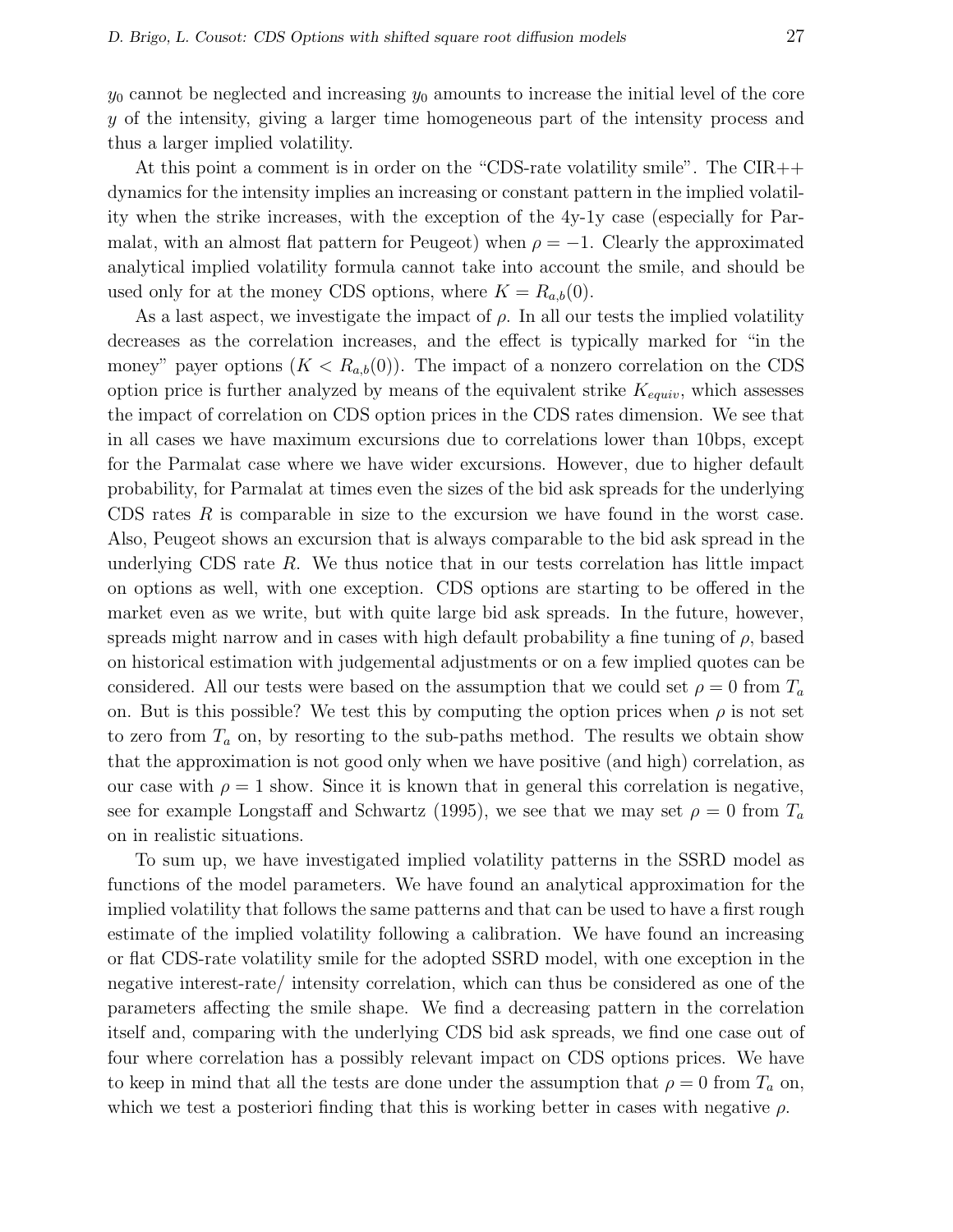$y_0$ cannot be neglected and increasing $y_0$ amounts to increase the initial level of the core $y$ of the intensity, giving a larger time homogeneous part of the intensity process and thus a larger implied volatility.

At this point a comment is in order on the "CDS-rate volatility smile". The CIR++ dynamics for the intensity implies an increasing or constant pattern in the implied volatility when the strike increases, with the exception of the 4y-1y case (especially for Parmalat, with an almost flat pattern for Peugeot) when $\rho = -1$. Clearly the approximated analytical implied volatility formula cannot take into account the smile, and should be used only for at the money CDS options, where $K = R_{a,b}(0)$.

As a last aspect, we investigate the impact of $\rho$. In all our tests the implied volatility decreases as the correlation increases, and the effect is typically marked for "in the money" payer options ($K < R_{a,b}(0)$). The impact of a nonzero correlation on the CDS option price is further analyzed by means of the equivalent strike $K_{equiv}$, which assesses the impact of correlation on CDS option prices in the CDS rates dimension. We see that in all cases we have maximum excursions due to correlations lower than 10bps, except for the Parmalat case where we have wider excursions. However, due to higher default probability, for Parmalat at times even the sizes of the bid ask spreads for the underlying CDS rates $R$ is comparable in size to the excursion we have found in the worst case. Also, Peugeot shows an excursion that is always comparable to the bid ask spread in the underlying CDS rate $R$. We thus notice that in our tests correlation has little impact on options as well, with one exception. CDS options are starting to be offered in the market even as we write, but with quite large bid ask spreads. In the future, however, spreads might narrow and in cases with high default probability a fine tuning of $\rho$, based on historical estimation with judgemental adjustments or on a few implied quotes can be considered. All our tests were based on the assumption that we could set $\rho = 0$ from $T_a$ on. But is this possible? We test this by computing the option prices when $\rho$ is not set to zero from $T_a$ on, by resorting to the sub-paths method. The results we obtain show that the approximation is not good only when we have positive (and high) correlation, as our case with $\rho = 1$ show. Since it is known that in general this correlation is negative, see for example Longstaff and Schwartz (1995), we see that we may set $\rho = 0$ from $T_a$ on in realistic situations.

To sum up, we have investigated implied volatility patterns in the SSRD model as functions of the model parameters. We have found an analytical approximation for the implied volatility that follows the same patterns and that can be used to have a first rough estimate of the implied volatility following a calibration. We have found an increasing or flat CDS-rate volatility smile for the adopted SSRD model, with one exception in the negative interest-rate/ intensity correlation, which can thus be considered as one of the parameters affecting the smile shape. We find a decreasing pattern in the correlation itself and, comparing with the underlying CDS bid ask spreads, we find one case out of four where correlation has a possibly relevant impact on CDS options prices. We have to keep in mind that all the tests are done under the assumption that $\rho = 0$ from $T_a$ on, which we test a posteriori finding that this is working better in cases with negative $\rho$.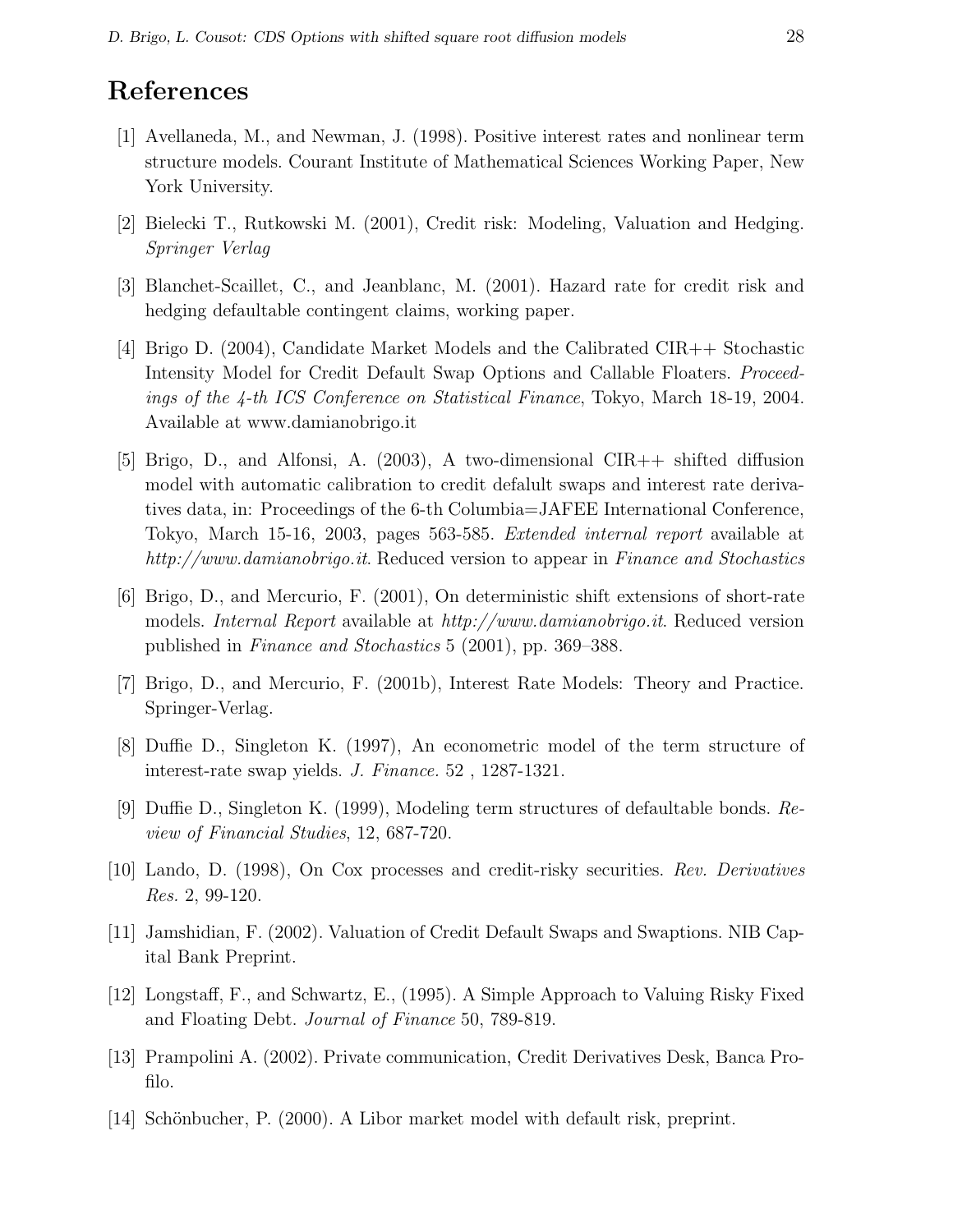# References

[1] Avellaneda, M., and Newman, J. (1998). Positive interest rates and nonlinear term structure models. Courant Institute of Mathematical Sciences Working Paper, New York University.

[2] Bielecki T., Rutkowski M. (2001), Credit risk: Modeling, Valuation and Hedging. *Springer Verlag*

[3] Blanchet-Scaillet, C., and Jeanblanc, M. (2001). Hazard rate for credit risk and hedging defaultable contingent claims, working paper.

[4] Brigo D. (2004), Candidate Market Models and the Calibrated CIR++ Stochastic Intensity Model for Credit Default Swap Options and Callable Floaters. *Proceedings of the 4-th ICS Conference on Statistical Finance*, Tokyo, March 18-19, 2004. Available at www.damianobrigo.it

[5] Brigo, D., and Alfonsi, A. (2003), A two-dimensional CIR++ shifted diffusion model with automatic calibration to credit defalult swaps and interest rate derivatives data, in: Proceedings of the 6-th Columbia=JAFEE International Conference, Tokyo, March 15-16, 2003, pages 563-585. *Extended internal report* available at *http://www.damianobrigo.it*. Reduced version to appear in *Finance and Stochastics*

[6] Brigo, D., and Mercurio, F. (2001), On deterministic shift extensions of short-rate models. *Internal Report* available at *http://www.damianobrigo.it*. Reduced version published in *Finance and Stochastics* 5 (2001), pp. 369–388.

[7] Brigo, D., and Mercurio, F. (2001b), Interest Rate Models: Theory and Practice. Springer-Verlag.

[8] Duffie D., Singleton K. (1997), An econometric model of the term structure of interest-rate swap yields. *J. Finance.* 52 , 1287-1321.

[9] Duffie D., Singleton K. (1999), Modeling term structures of defaultable bonds. *Review of Financial Studies*, 12, 687-720.

[10] Lando, D. (1998), On Cox processes and credit-risky securities. *Rev. Derivatives Res.* 2, 99-120.

[11] Jamshidian, F. (2002). Valuation of Credit Default Swaps and Swaptions. NIB Capital Bank Preprint.

[12] Longstaff, F., and Schwartz, E., (1995). A Simple Approach to Valuing Risky Fixed and Floating Debt. *Journal of Finance* 50, 789-819.

[13] Prampolini A. (2002). Private communication, Credit Derivatives Desk, Banca Profilo.

[14] Schönbucher, P. (2000). A Libor market model with default risk, preprint.